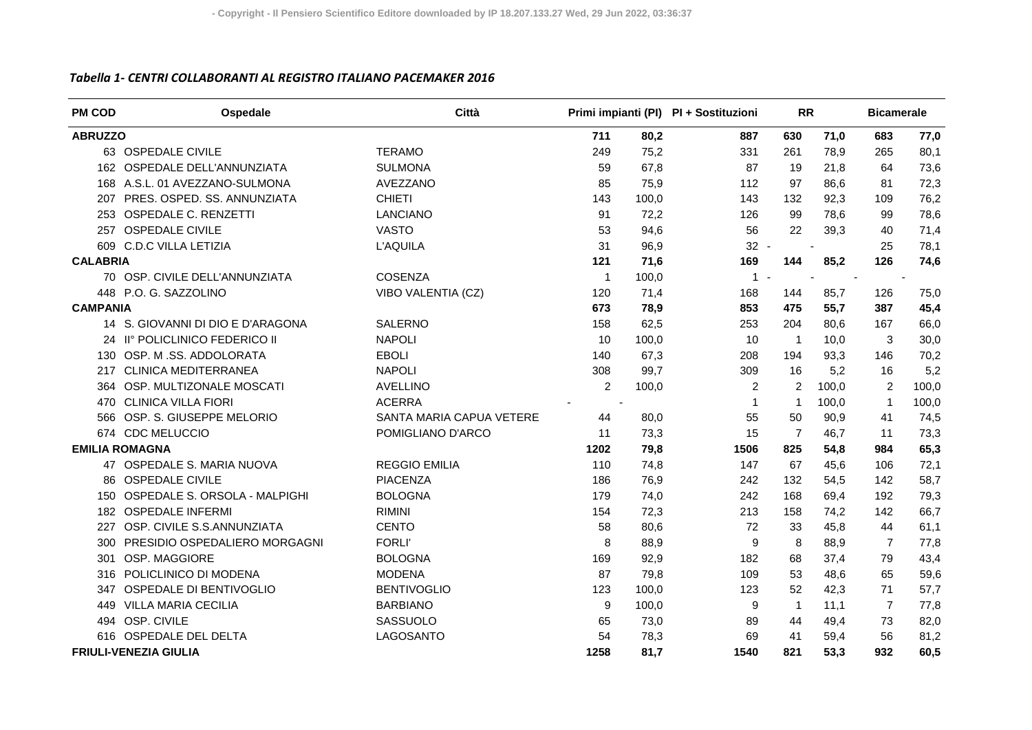*Tabella 1- CENTRI COLLABORANTI AL REGISTRO ITALIANO PACEMAKER 2016*

| PM COD | Ospedale | Città | Primi impianti (PI) | | PI + Sostituzioni | RR | | Bicamerale | |
|---|---|---|---|---|---|---|---|---|---|
| **ABRUZZO** | | | **711** | **80,2** | **887** | **630** | **71,0** | **683** | **77,0** |
| 63 | OSPEDALE CIVILE | TERAMO | 249 | 75,2 | 331 | 261 | 78,9 | 265 | 80,1 |
| 162 | OSPEDALE DELL'ANNUNZIATA | SULMONA | 59 | 67,8 | 87 | 19 | 21,8 | 64 | 73,6 |
| 168 | A.S.L. 01 AVEZZANO-SULMONA | AVEZZANO | 85 | 75,9 | 112 | 97 | 86,6 | 81 | 72,3 |
| 207 | PRES. OSPED. SS. ANNUNZIATA | CHIETI | 143 | 100,0 | 143 | 132 | 92,3 | 109 | 76,2 |
| 253 | OSPEDALE C. RENZETTI | LANCIANO | 91 | 72,2 | 126 | 99 | 78,6 | 99 | 78,6 |
| 257 | OSPEDALE CIVILE | VASTO | 53 | 94,6 | 56 | 22 | 39,3 | 40 | 71,4 |
| 609 | C.D.C VILLA LETIZIA | L'AQUILA | 31 | 96,9 | 32 | - | - | 25 | 78,1 |
| **CALABRIA** | | | **121** | **71,6** | **169** | **144** | **85,2** | **126** | **74,6** |
| 70 | OSP. CIVILE DELL'ANNUNZIATA | COSENZA | 1 | 100,0 | 1 | - | - | - | - |
| 448 | P.O. G. SAZZOLINO | VIBO VALENTIA (CZ) | 120 | 71,4 | 168 | 144 | 85,7 | 126 | 75,0 |
| **CAMPANIA** | | | **673** | **78,9** | **853** | **475** | **55,7** | **387** | **45,4** |
| 14 | S. GIOVANNI DI DIO E D'ARAGONA | SALERNO | 158 | 62,5 | 253 | 204 | 80,6 | 167 | 66,0 |
| 24 | II° POLICLINICO FEDERICO II | NAPOLI | 10 | 100,0 | 10 | 1 | 10,0 | 3 | 30,0 |
| 130 | OSP. M .SS. ADDOLORATA | EBOLI | 140 | 67,3 | 208 | 194 | 93,3 | 146 | 70,2 |
| 217 | CLINICA MEDITERRANEA | NAPOLI | 308 | 99,7 | 309 | 16 | 5,2 | 16 | 5,2 |
| 364 | OSP. MULTIZONALE MOSCATI | AVELLINO | 2 | 100,0 | 2 | 2 | 100,0 | 2 | 100,0 |
| 470 | CLINICA VILLA FIORI | ACERRA | - | - | 1 | 1 | 100,0 | 1 | 100,0 |
| 566 | OSP. S. GIUSEPPE MELORIO | SANTA MARIA CAPUA VETERE | 44 | 80,0 | 55 | 50 | 90,9 | 41 | 74,5 |
| 674 | CDC MELUCCIO | POMIGLIANO D'ARCO | 11 | 73,3 | 15 | 7 | 46,7 | 11 | 73,3 |
| **EMILIA ROMAGNA** | | | **1202** | **79,8** | **1506** | **825** | **54,8** | **984** | **65,3** |
| 47 | OSPEDALE S. MARIA NUOVA | REGGIO EMILIA | 110 | 74,8 | 147 | 67 | 45,6 | 106 | 72,1 |
| 86 | OSPEDALE CIVILE | PIACENZA | 186 | 76,9 | 242 | 132 | 54,5 | 142 | 58,7 |
| 150 | OSPEDALE S. ORSOLA - MALPIGHI | BOLOGNA | 179 | 74,0 | 242 | 168 | 69,4 | 192 | 79,3 |
| 182 | OSPEDALE INFERMI | RIMINI | 154 | 72,3 | 213 | 158 | 74,2 | 142 | 66,7 |
| 227 | OSP. CIVILE S.S.ANNUNZIATA | CENTO | 58 | 80,6 | 72 | 33 | 45,8 | 44 | 61,1 |
| 300 | PRESIDIO OSPEDALIERO MORGAGNI | FORLI' | 8 | 88,9 | 9 | 8 | 88,9 | 7 | 77,8 |
| 301 | OSP. MAGGIORE | BOLOGNA | 169 | 92,9 | 182 | 68 | 37,4 | 79 | 43,4 |
| 316 | POLICLINICO DI MODENA | MODENA | 87 | 79,8 | 109 | 53 | 48,6 | 65 | 59,6 |
| 347 | OSPEDALE DI BENTIVOGLIO | BENTIVOGLIO | 123 | 100,0 | 123 | 52 | 42,3 | 71 | 57,7 |
| 449 | VILLA MARIA CECILIA | BARBIANO | 9 | 100,0 | 9 | 1 | 11,1 | 7 | 77,8 |
| 494 | OSP. CIVILE | SASSUOLO | 65 | 73,0 | 89 | 44 | 49,4 | 73 | 82,0 |
| 616 | OSPEDALE DEL DELTA | LAGOSANTO | 54 | 78,3 | 69 | 41 | 59,4 | 56 | 81,2 |
| **FRIULI-VENEZIA GIULIA** | | | **1258** | **81,7** | **1540** | **821** | **53,3** | **932** | **60,5** |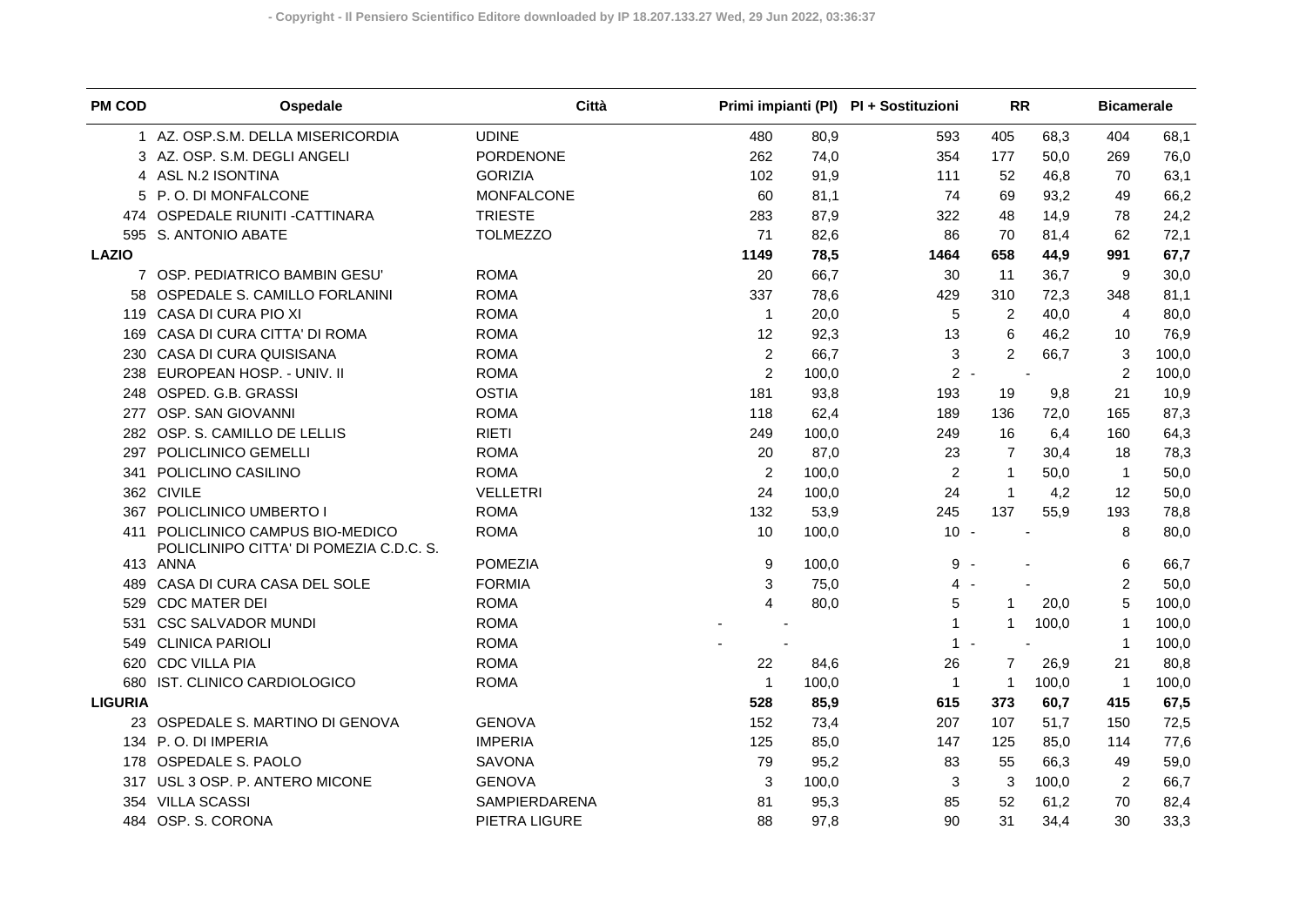| PM COD | Ospedale | Città | Primi impianti (PI) | | PI + Sostituzioni | RR | | Bicamerale | |
|---|---|---|---|---|---|---|---|---|---|
| 1 | AZ. OSP.S.M. DELLA MISERICORDIA | UDINE | 480 | 80,9 | 593 | 405 | 68,3 | 404 | 68,1 |
| 3 | AZ. OSP. S.M. DEGLI ANGELI | PORDENONE | 262 | 74,0 | 354 | 177 | 50,0 | 269 | 76,0 |
| 4 | ASL N.2 ISONTINA | GORIZIA | 102 | 91,9 | 111 | 52 | 46,8 | 70 | 63,1 |
| 5 | P. O. DI MONFALCONE | MONFALCONE | 60 | 81,1 | 74 | 69 | 93,2 | 49 | 66,2 |
| 474 | OSPEDALE RIUNITI -CATTINARA | TRIESTE | 283 | 87,9 | 322 | 48 | 14,9 | 78 | 24,2 |
| 595 | S. ANTONIO ABATE | TOLMEZZO | 71 | 82,6 | 86 | 70 | 81,4 | 62 | 72,1 |
| **LAZIO** | | | **1149** | **78,5** | **1464** | **658** | **44,9** | **991** | **67,7** |
| 7 | OSP. PEDIATRICO BAMBIN GESU' | ROMA | 20 | 66,7 | 30 | 11 | 36,7 | 9 | 30,0 |
| 58 | OSPEDALE S. CAMILLO FORLANINI | ROMA | 337 | 78,6 | 429 | 310 | 72,3 | 348 | 81,1 |
| 119 | CASA DI CURA PIO XI | ROMA | 1 | 20,0 | 5 | 2 | 40,0 | 4 | 80,0 |
| 169 | CASA DI CURA CITTA' DI ROMA | ROMA | 12 | 92,3 | 13 | 6 | 46,2 | 10 | 76,9 |
| 230 | CASA DI CURA QUISISANA | ROMA | 2 | 66,7 | 3 | 2 | 66,7 | 3 | 100,0 |
| 238 | EUROPEAN HOSP. - UNIV. II | ROMA | 2 | 100,0 | 2 | - | - | 2 | 100,0 |
| 248 | OSPED. G.B. GRASSI | OSTIA | 181 | 93,8 | 193 | 19 | 9,8 | 21 | 10,9 |
| 277 | OSP. SAN GIOVANNI | ROMA | 118 | 62,4 | 189 | 136 | 72,0 | 165 | 87,3 |
| 282 | OSP. S. CAMILLO DE LELLIS | RIETI | 249 | 100,0 | 249 | 16 | 6,4 | 160 | 64,3 |
| 297 | POLICLINICO GEMELLI | ROMA | 20 | 87,0 | 23 | 7 | 30,4 | 18 | 78,3 |
| 341 | POLICLINO CASILINO | ROMA | 2 | 100,0 | 2 | 1 | 50,0 | 1 | 50,0 |
| 362 | CIVILE | VELLETRI | 24 | 100,0 | 24 | 1 | 4,2 | 12 | 50,0 |
| 367 | POLICLINICO UMBERTO I | ROMA | 132 | 53,9 | 245 | 137 | 55,9 | 193 | 78,8 |
| 411 | POLICLINICO CAMPUS BIO-MEDICO | ROMA | 10 | 100,0 | 10 | - | - | 8 | 80,0 |
| 413 | POLICLINIPO CITTA' DI POMEZIA C.D.C. S. ANNA | POMEZIA | 9 | 100,0 | 9 | - | - | 6 | 66,7 |
| 489 | CASA DI CURA CASA DEL SOLE | FORMIA | 3 | 75,0 | 4 | - | - | 2 | 50,0 |
| 529 | CDC MATER DEI | ROMA | 4 | 80,0 | 5 | 1 | 20,0 | 5 | 100,0 |
| 531 | CSC SALVADOR MUNDI | ROMA | - | - | 1 | 1 | 100,0 | 1 | 100,0 |
| 549 | CLINICA PARIOLI | ROMA | - | - | 1 | - | - | 1 | 100,0 |
| 620 | CDC VILLA PIA | ROMA | 22 | 84,6 | 26 | 7 | 26,9 | 21 | 80,8 |
| 680 | IST. CLINICO CARDIOLOGICO | ROMA | 1 | 100,0 | 1 | 1 | 100,0 | 1 | 100,0 |
| **LIGURIA** | | | **528** | **85,9** | **615** | **373** | **60,7** | **415** | **67,5** |
| 23 | OSPEDALE S. MARTINO DI GENOVA | GENOVA | 152 | 73,4 | 207 | 107 | 51,7 | 150 | 72,5 |
| 134 | P. O. DI IMPERIA | IMPERIA | 125 | 85,0 | 147 | 125 | 85,0 | 114 | 77,6 |
| 178 | OSPEDALE S. PAOLO | SAVONA | 79 | 95,2 | 83 | 55 | 66,3 | 49 | 59,0 |
| 317 | USL 3 OSP. P. ANTERO MICONE | GENOVA | 3 | 100,0 | 3 | 3 | 100,0 | 2 | 66,7 |
| 354 | VILLA SCASSI | SAMPIERDARENA | 81 | 95,3 | 85 | 52 | 61,2 | 70 | 82,4 |
| 484 | OSP. S. CORONA | PIETRA LIGURE | 88 | 97,8 | 90 | 31 | 34,4 | 30 | 33,3 |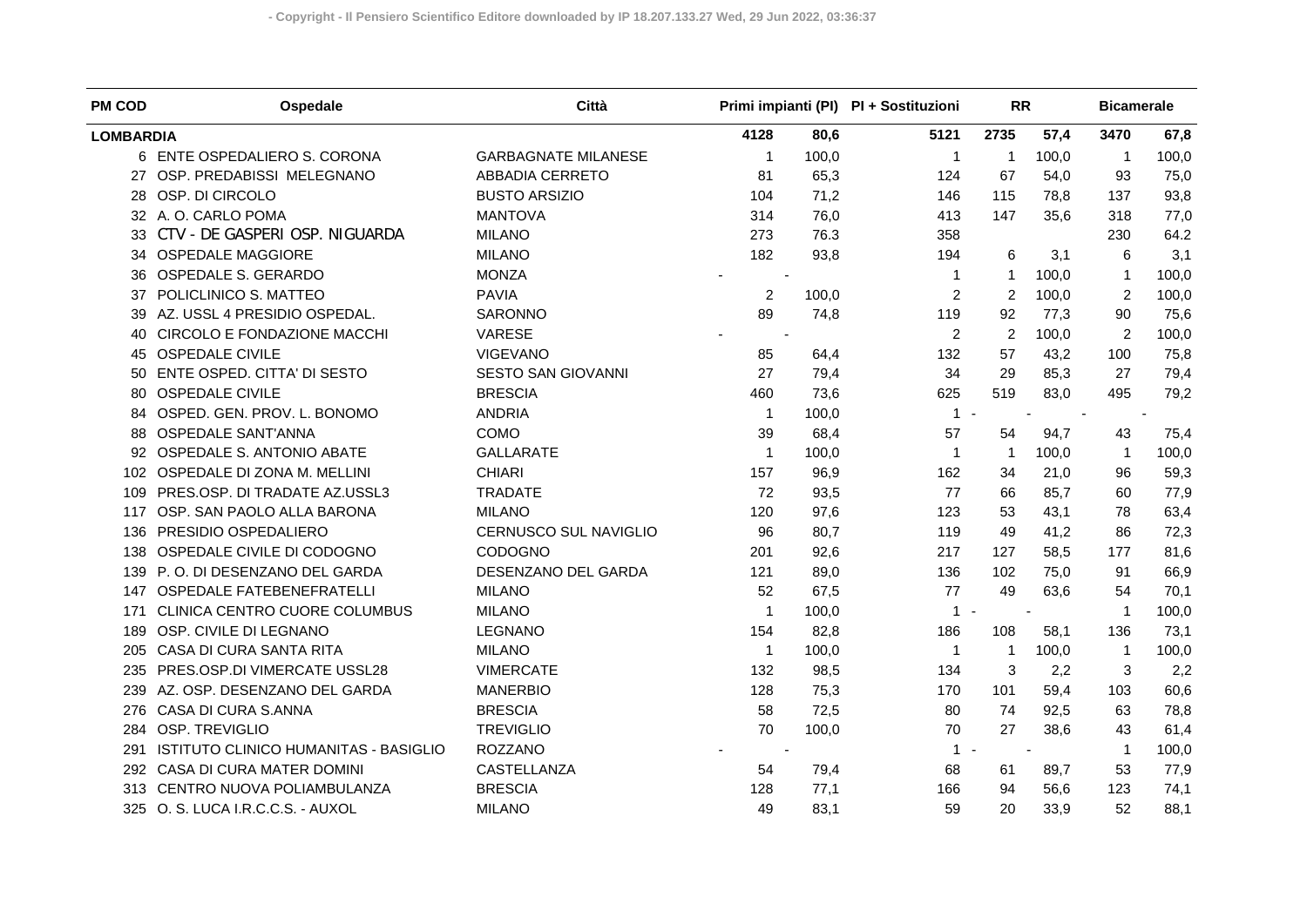| PM COD | Ospedale | Città | Primi impianti (PI) | | PI + Sostituzioni | RR | | Bicamerale | |
|---|---|---|---|---|---|---|---|---|---|
| **LOMBARDIA** | | | **4128** | **80,6** | **5121** | **2735** | **57,4** | **3470** | **67,8** |
| 6 | ENTE OSPEDALIERO S. CORONA | GARBAGNATE MILANESE | 1 | 100,0 | 1 | 1 | 100,0 | 1 | 100,0 |
| 27 | OSP. PREDABISSI MELEGNANO | ABBADIA CERRETO | 81 | 65,3 | 124 | 67 | 54,0 | 93 | 75,0 |
| 28 | OSP. DI CIRCOLO | BUSTO ARSIZIO | 104 | 71,2 | 146 | 115 | 78,8 | 137 | 93,8 |
| 32 | A. O. CARLO POMA | MANTOVA | 314 | 76,0 | 413 | 147 | 35,6 | 318 | 77,0 |
| 33 | CTV - DE GASPERI OSP. NIGUARDA | MILANO | 273 | 76.3 | 358 | | | 230 | 64.2 |
| 34 | OSPEDALE MAGGIORE | MILANO | 182 | 93,8 | 194 | 6 | 3,1 | 6 | 3,1 |
| 36 | OSPEDALE S. GERARDO | MONZA | - | - | 1 | 1 | 100,0 | 1 | 100,0 |
| 37 | POLICLINICO S. MATTEO | PAVIA | 2 | 100,0 | 2 | 2 | 100,0 | 2 | 100,0 |
| 39 | AZ. USSL 4 PRESIDIO OSPEDAL. | SARONNO | 89 | 74,8 | 119 | 92 | 77,3 | 90 | 75,6 |
| 40 | CIRCOLO E FONDAZIONE MACCHI | VARESE | - | - | 2 | 2 | 100,0 | 2 | 100,0 |
| 45 | OSPEDALE CIVILE | VIGEVANO | 85 | 64,4 | 132 | 57 | 43,2 | 100 | 75,8 |
| 50 | ENTE OSPED. CITTA' DI SESTO | SESTO SAN GIOVANNI | 27 | 79,4 | 34 | 29 | 85,3 | 27 | 79,4 |
| 80 | OSPEDALE CIVILE | BRESCIA | 460 | 73,6 | 625 | 519 | 83,0 | 495 | 79,2 |
| 84 | OSPED. GEN. PROV. L. BONOMO | ANDRIA | 1 | 100,0 | 1 | - | - | - | - |
| 88 | OSPEDALE SANT'ANNA | COMO | 39 | 68,4 | 57 | 54 | 94,7 | 43 | 75,4 |
| 92 | OSPEDALE S. ANTONIO ABATE | GALLARATE | 1 | 100,0 | 1 | 1 | 100,0 | 1 | 100,0 |
| 102 | OSPEDALE DI ZONA M. MELLINI | CHIARI | 157 | 96,9 | 162 | 34 | 21,0 | 96 | 59,3 |
| 109 | PRES.OSP. DI TRADATE AZ.USSL3 | TRADATE | 72 | 93,5 | 77 | 66 | 85,7 | 60 | 77,9 |
| 117 | OSP. SAN PAOLO ALLA BARONA | MILANO | 120 | 97,6 | 123 | 53 | 43,1 | 78 | 63,4 |
| 136 | PRESIDIO OSPEDALIERO | CERNUSCO SUL NAVIGLIO | 96 | 80,7 | 119 | 49 | 41,2 | 86 | 72,3 |
| 138 | OSPEDALE CIVILE DI CODOGNO | CODOGNO | 201 | 92,6 | 217 | 127 | 58,5 | 177 | 81,6 |
| 139 | P. O. DI DESENZANO DEL GARDA | DESENZANO DEL GARDA | 121 | 89,0 | 136 | 102 | 75,0 | 91 | 66,9 |
| 147 | OSPEDALE FATEBENEFRATELLI | MILANO | 52 | 67,5 | 77 | 49 | 63,6 | 54 | 70,1 |
| 171 | CLINICA CENTRO CUORE COLUMBUS | MILANO | 1 | 100,0 | 1 | - | - | 1 | 100,0 |
| 189 | OSP. CIVILE DI LEGNANO | LEGNANO | 154 | 82,8 | 186 | 108 | 58,1 | 136 | 73,1 |
| 205 | CASA DI CURA SANTA RITA | MILANO | 1 | 100,0 | 1 | 1 | 100,0 | 1 | 100,0 |
| 235 | PRES.OSP.DI VIMERCATE USSL28 | VIMERCATE | 132 | 98,5 | 134 | 3 | 2,2 | 3 | 2,2 |
| 239 | AZ. OSP. DESENZANO DEL GARDA | MANERBIO | 128 | 75,3 | 170 | 101 | 59,4 | 103 | 60,6 |
| 276 | CASA DI CURA S.ANNA | BRESCIA | 58 | 72,5 | 80 | 74 | 92,5 | 63 | 78,8 |
| 284 | OSP. TREVIGLIO | TREVIGLIO | 70 | 100,0 | 70 | 27 | 38,6 | 43 | 61,4 |
| 291 | ISTITUTO CLINICO HUMANITAS - BASIGLIO | ROZZANO | - | - | 1 | - | - | 1 | 100,0 |
| 292 | CASA DI CURA MATER DOMINI | CASTELLANZA | 54 | 79,4 | 68 | 61 | 89,7 | 53 | 77,9 |
| 313 | CENTRO NUOVA POLIAMBULANZA | BRESCIA | 128 | 77,1 | 166 | 94 | 56,6 | 123 | 74,1 |
| 325 | O. S. LUCA I.R.C.C.S. - AUXOL | MILANO | 49 | 83,1 | 59 | 20 | 33,9 | 52 | 88,1 |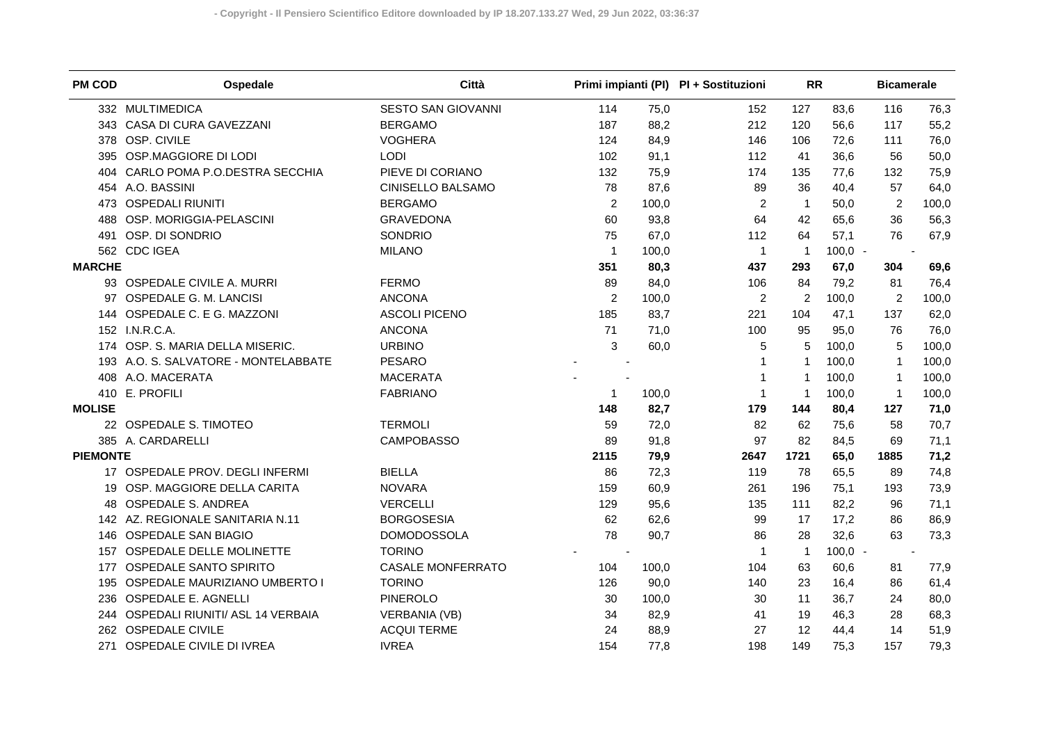| PM COD | Ospedale | Città | Primi impianti (PI) | | PI + Sostituzioni | RR | | Bicamerale | |
|---|---|---|---|---|---|---|---|---|---|
| 332 | MULTIMEDICA | SESTO SAN GIOVANNI | 114 | 75,0 | 152 | 127 | 83,6 | 116 | 76,3 |
| 343 | CASA DI CURA GAVEZZANI | BERGAMO | 187 | 88,2 | 212 | 120 | 56,6 | 117 | 55,2 |
| 378 | OSP. CIVILE | VOGHERA | 124 | 84,9 | 146 | 106 | 72,6 | 111 | 76,0 |
| 395 | OSP.MAGGIORE DI LODI | LODI | 102 | 91,1 | 112 | 41 | 36,6 | 56 | 50,0 |
| 404 | CARLO POMA P.O.DESTRA SECCHIA | PIEVE DI CORIANO | 132 | 75,9 | 174 | 135 | 77,6 | 132 | 75,9 |
| 454 | A.O. BASSINI | CINISELLO BALSAMO | 78 | 87,6 | 89 | 36 | 40,4 | 57 | 64,0 |
| 473 | OSPEDALI RIUNITI | BERGAMO | 2 | 100,0 | 2 | 1 | 50,0 | 2 | 100,0 |
| 488 | OSP. MORIGGIA-PELASCINI | GRAVEDONA | 60 | 93,8 | 64 | 42 | 65,6 | 36 | 56,3 |
| 491 | OSP. DI SONDRIO | SONDRIO | 75 | 67,0 | 112 | 64 | 57,1 | 76 | 67,9 |
| 562 | CDC IGEA | MILANO | 1 | 100,0 | 1 | 1 | 100,0 | - | - |
| **MARCHE** | | | **351** | **80,3** | **437** | **293** | **67,0** | **304** | **69,6** |
| 93 | OSPEDALE CIVILE A. MURRI | FERMO | 89 | 84,0 | 106 | 84 | 79,2 | 81 | 76,4 |
| 97 | OSPEDALE G. M. LANCISI | ANCONA | 2 | 100,0 | 2 | 2 | 100,0 | 2 | 100,0 |
| 144 | OSPEDALE C. E G. MAZZONI | ASCOLI PICENO | 185 | 83,7 | 221 | 104 | 47,1 | 137 | 62,0 |
| 152 | I.N.R.C.A. | ANCONA | 71 | 71,0 | 100 | 95 | 95,0 | 76 | 76,0 |
| 174 | OSP. S. MARIA DELLA MISERIC. | URBINO | 3 | 60,0 | 5 | 5 | 100,0 | 5 | 100,0 |
| 193 | A.O. S. SALVATORE - MONTELABBATE | PESARO | - | - | 1 | 1 | 100,0 | 1 | 100,0 |
| 408 | A.O. MACERATA | MACERATA | - | - | 1 | 1 | 100,0 | 1 | 100,0 |
| 410 | E. PROFILI | FABRIANO | 1 | 100,0 | 1 | 1 | 100,0 | 1 | 100,0 |
| **MOLISE** | | | **148** | **82,7** | **179** | **144** | **80,4** | **127** | **71,0** |
| 22 | OSPEDALE S. TIMOTEO | TERMOLI | 59 | 72,0 | 82 | 62 | 75,6 | 58 | 70,7 |
| 385 | A. CARDARELLI | CAMPOBASSO | 89 | 91,8 | 97 | 82 | 84,5 | 69 | 71,1 |
| **PIEMONTE** | | | **2115** | **79,9** | **2647** | **1721** | **65,0** | **1885** | **71,2** |
| 17 | OSPEDALE PROV. DEGLI INFERMI | BIELLA | 86 | 72,3 | 119 | 78 | 65,5 | 89 | 74,8 |
| 19 | OSP. MAGGIORE DELLA CARITA | NOVARA | 159 | 60,9 | 261 | 196 | 75,1 | 193 | 73,9 |
| 48 | OSPEDALE S. ANDREA | VERCELLI | 129 | 95,6 | 135 | 111 | 82,2 | 96 | 71,1 |
| 142 | AZ. REGIONALE SANITARIA N.11 | BORGOSESIA | 62 | 62,6 | 99 | 17 | 17,2 | 86 | 86,9 |
| 146 | OSPEDALE SAN BIAGIO | DOMODOSSOLA | 78 | 90,7 | 86 | 28 | 32,6 | 63 | 73,3 |
| 157 | OSPEDALE DELLE MOLINETTE | TORINO | - | - | 1 | 1 | 100,0 | - | - |
| 177 | OSPEDALE SANTO SPIRITO | CASALE MONFERRATO | 104 | 100,0 | 104 | 63 | 60,6 | 81 | 77,9 |
| 195 | OSPEDALE MAURIZIANO UMBERTO I | TORINO | 126 | 90,0 | 140 | 23 | 16,4 | 86 | 61,4 |
| 236 | OSPEDALE E. AGNELLI | PINEROLO | 30 | 100,0 | 30 | 11 | 36,7 | 24 | 80,0 |
| 244 | OSPEDALI RIUNITI/ ASL 14 VERBAIA | VERBANIA (VB) | 34 | 82,9 | 41 | 19 | 46,3 | 28 | 68,3 |
| 262 | OSPEDALE CIVILE | ACQUI TERME | 24 | 88,9 | 27 | 12 | 44,4 | 14 | 51,9 |
| 271 | OSPEDALE CIVILE DI IVREA | IVREA | 154 | 77,8 | 198 | 149 | 75,3 | 157 | 79,3 |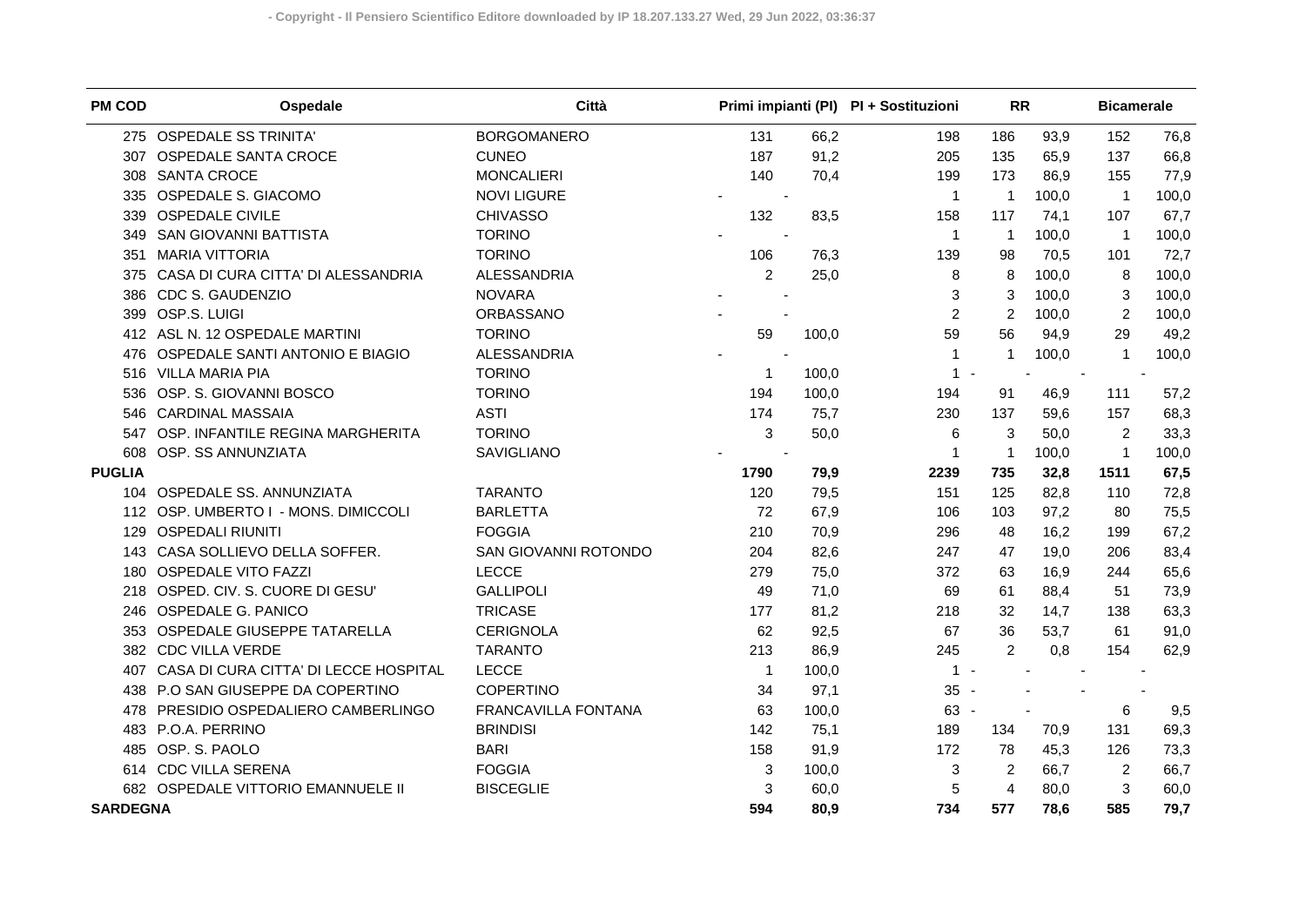| PM COD | Ospedale | Città | Primi impianti (PI) | | PI + Sostituzioni | RR | | Bicamerale | |
|---|---|---|---|---|---|---|---|---|---|
| 275 | OSPEDALE SS TRINITA' | BORGOMANERO | 131 | 66,2 | 198 | 186 | 93,9 | 152 | 76,8 |
| 307 | OSPEDALE SANTA CROCE | CUNEO | 187 | 91,2 | 205 | 135 | 65,9 | 137 | 66,8 |
| 308 | SANTA CROCE | MONCALIERI | 140 | 70,4 | 199 | 173 | 86,9 | 155 | 77,9 |
| 335 | OSPEDALE S. GIACOMO | NOVI LIGURE | - | - | 1 | 1 | 100,0 | 1 | 100,0 |
| 339 | OSPEDALE CIVILE | CHIVASSO | 132 | 83,5 | 158 | 117 | 74,1 | 107 | 67,7 |
| 349 | SAN GIOVANNI BATTISTA | TORINO | - | - | 1 | 1 | 100,0 | 1 | 100,0 |
| 351 | MARIA VITTORIA | TORINO | 106 | 76,3 | 139 | 98 | 70,5 | 101 | 72,7 |
| 375 | CASA DI CURA CITTA' DI ALESSANDRIA | ALESSANDRIA | 2 | 25,0 | 8 | 8 | 100,0 | 8 | 100,0 |
| 386 | CDC S. GAUDENZIO | NOVARA | - | - | 3 | 3 | 100,0 | 3 | 100,0 |
| 399 | OSP.S. LUIGI | ORBASSANO | - | - | 2 | 2 | 100,0 | 2 | 100,0 |
| 412 | ASL N. 12 OSPEDALE MARTINI | TORINO | 59 | 100,0 | 59 | 56 | 94,9 | 29 | 49,2 |
| 476 | OSPEDALE SANTI ANTONIO E BIAGIO | ALESSANDRIA | - | - | 1 | 1 | 100,0 | 1 | 100,0 |
| 516 | VILLA MARIA PIA | TORINO | 1 | 100,0 | 1 | - | - | - | - |
| 536 | OSP. S. GIOVANNI BOSCO | TORINO | 194 | 100,0 | 194 | 91 | 46,9 | 111 | 57,2 |
| 546 | CARDINAL MASSAIA | ASTI | 174 | 75,7 | 230 | 137 | 59,6 | 157 | 68,3 |
| 547 | OSP. INFANTILE REGINA MARGHERITA | TORINO | 3 | 50,0 | 6 | 3 | 50,0 | 2 | 33,3 |
| 608 | OSP. SS ANNUNZIATA | SAVIGLIANO | - | - | 1 | 1 | 100,0 | 1 | 100,0 |
| **PUGLIA** | | | **1790** | **79,9** | **2239** | **735** | **32,8** | **1511** | **67,5** |
| 104 | OSPEDALE SS. ANNUNZIATA | TARANTO | 120 | 79,5 | 151 | 125 | 82,8 | 110 | 72,8 |
| 112 | OSP. UMBERTO I - MONS. DIMICCOLI | BARLETTA | 72 | 67,9 | 106 | 103 | 97,2 | 80 | 75,5 |
| 129 | OSPEDALI RIUNITI | FOGGIA | 210 | 70,9 | 296 | 48 | 16,2 | 199 | 67,2 |
| 143 | CASA SOLLIEVO DELLA SOFFER. | SAN GIOVANNI ROTONDO | 204 | 82,6 | 247 | 47 | 19,0 | 206 | 83,4 |
| 180 | OSPEDALE VITO FAZZI | LECCE | 279 | 75,0 | 372 | 63 | 16,9 | 244 | 65,6 |
| 218 | OSPED. CIV. S. CUORE DI GESU' | GALLIPOLI | 49 | 71,0 | 69 | 61 | 88,4 | 51 | 73,9 |
| 246 | OSPEDALE G. PANICO | TRICASE | 177 | 81,2 | 218 | 32 | 14,7 | 138 | 63,3 |
| 353 | OSPEDALE GIUSEPPE TATARELLA | CERIGNOLA | 62 | 92,5 | 67 | 36 | 53,7 | 61 | 91,0 |
| 382 | CDC VILLA VERDE | TARANTO | 213 | 86,9 | 245 | 2 | 0,8 | 154 | 62,9 |
| 407 | CASA DI CURA CITTA' DI LECCE HOSPITAL | LECCE | 1 | 100,0 | 1 | - | - | - | - |
| 438 | P.O SAN GIUSEPPE DA COPERTINO | COPERTINO | 34 | 97,1 | 35 | - | - | - | - |
| 478 | PRESIDIO OSPEDALIERO CAMBERLINGO | FRANCAVILLA FONTANA | 63 | 100,0 | 63 | - | - | 6 | 9,5 |
| 483 | P.O.A. PERRINO | BRINDISI | 142 | 75,1 | 189 | 134 | 70,9 | 131 | 69,3 |
| 485 | OSP. S. PAOLO | BARI | 158 | 91,9 | 172 | 78 | 45,3 | 126 | 73,3 |
| 614 | CDC VILLA SERENA | FOGGIA | 3 | 100,0 | 3 | 2 | 66,7 | 2 | 66,7 |
| 682 | OSPEDALE VITTORIO EMANNUELE II | BISCEGLIE | 3 | 60,0 | 5 | 4 | 80,0 | 3 | 60,0 |
| **SARDEGNA** | | | **594** | **80,9** | **734** | **577** | **78,6** | **585** | **79,7** |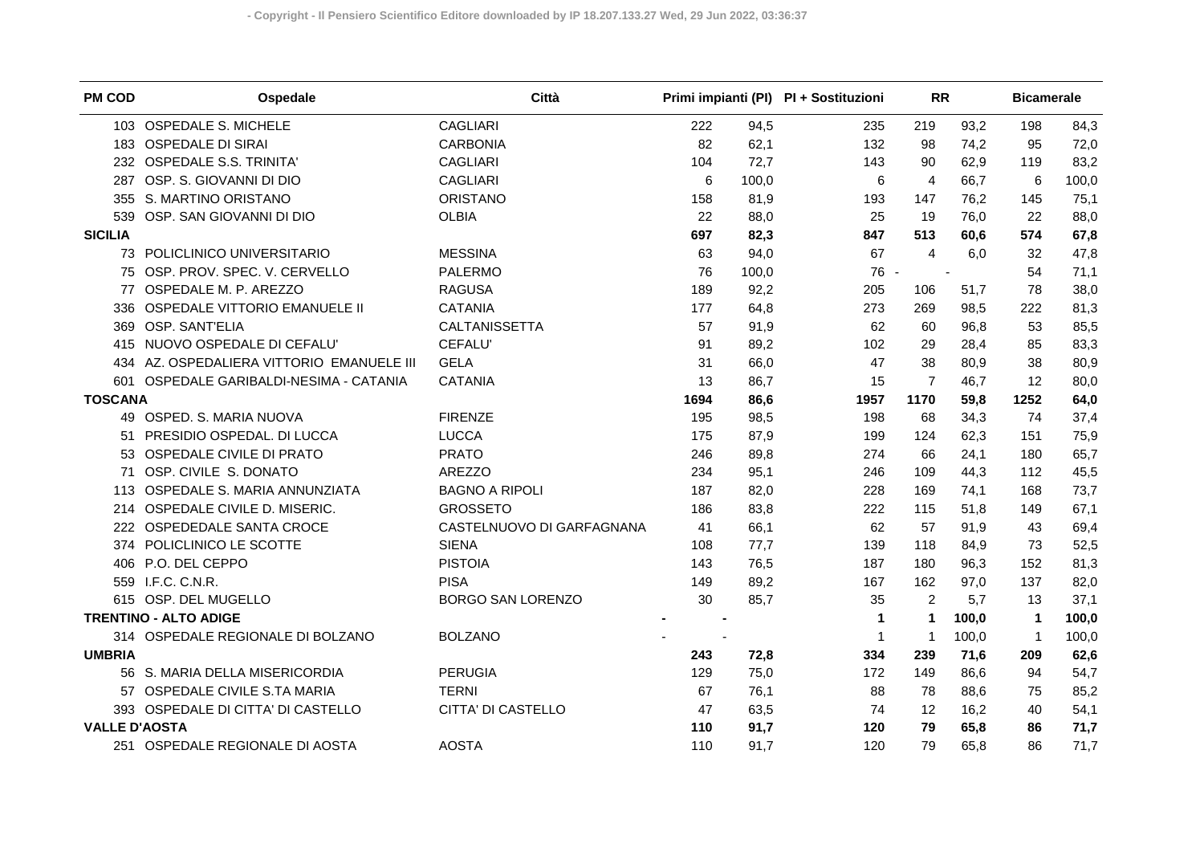| PM COD | Ospedale | Città | Primi impianti (PI) | | PI + Sostituzioni | RR | | Bicamerale | |
|---|---|---|---|---|---|---|---|---|---|
| 103 | OSPEDALE S. MICHELE | CAGLIARI | 222 | 94,5 | 235 | 219 | 93,2 | 198 | 84,3 |
| 183 | OSPEDALE DI SIRAI | CARBONIA | 82 | 62,1 | 132 | 98 | 74,2 | 95 | 72,0 |
| 232 | OSPEDALE S.S. TRINITA' | CAGLIARI | 104 | 72,7 | 143 | 90 | 62,9 | 119 | 83,2 |
| 287 | OSP. S. GIOVANNI DI DIO | CAGLIARI | 6 | 100,0 | 6 | 4 | 66,7 | 6 | 100,0 |
| 355 | S. MARTINO ORISTANO | ORISTANO | 158 | 81,9 | 193 | 147 | 76,2 | 145 | 75,1 |
| 539 | OSP. SAN GIOVANNI DI DIO | OLBIA | 22 | 88,0 | 25 | 19 | 76,0 | 22 | 88,0 |
| **SICILIA** | | | **697** | **82,3** | **847** | **513** | **60,6** | **574** | **67,8** |
| 73 | POLICLINICO UNIVERSITARIO | MESSINA | 63 | 94,0 | 67 | 4 | 6,0 | 32 | 47,8 |
| 75 | OSP. PROV. SPEC. V. CERVELLO | PALERMO | 76 | 100,0 | 76 | - | - | 54 | 71,1 |
| 77 | OSPEDALE M. P. AREZZO | RAGUSA | 189 | 92,2 | 205 | 106 | 51,7 | 78 | 38,0 |
| 336 | OSPEDALE VITTORIO EMANUELE II | CATANIA | 177 | 64,8 | 273 | 269 | 98,5 | 222 | 81,3 |
| 369 | OSP. SANT'ELIA | CALTANISSETTA | 57 | 91,9 | 62 | 60 | 96,8 | 53 | 85,5 |
| 415 | NUOVO OSPEDALE DI CEFALU' | CEFALU' | 91 | 89,2 | 102 | 29 | 28,4 | 85 | 83,3 |
| 434 | AZ. OSPEDALIERA VITTORIO EMANUELE III | GELA | 31 | 66,0 | 47 | 38 | 80,9 | 38 | 80,9 |
| 601 | OSPEDALE GARIBALDI-NESIMA - CATANIA | CATANIA | 13 | 86,7 | 15 | 7 | 46,7 | 12 | 80,0 |
| **TOSCANA** | | | **1694** | **86,6** | **1957** | **1170** | **59,8** | **1252** | **64,0** |
| 49 | OSPED. S. MARIA NUOVA | FIRENZE | 195 | 98,5 | 198 | 68 | 34,3 | 74 | 37,4 |
| 51 | PRESIDIO OSPEDAL. DI LUCCA | LUCCA | 175 | 87,9 | 199 | 124 | 62,3 | 151 | 75,9 |
| 53 | OSPEDALE CIVILE DI PRATO | PRATO | 246 | 89,8 | 274 | 66 | 24,1 | 180 | 65,7 |
| 71 | OSP. CIVILE S. DONATO | AREZZO | 234 | 95,1 | 246 | 109 | 44,3 | 112 | 45,5 |
| 113 | OSPEDALE S. MARIA ANNUNZIATA | BAGNO A RIPOLI | 187 | 82,0 | 228 | 169 | 74,1 | 168 | 73,7 |
| 214 | OSPEDALE CIVILE D. MISERIC. | GROSSETO | 186 | 83,8 | 222 | 115 | 51,8 | 149 | 67,1 |
| 222 | OSPEDEDALE SANTA CROCE | CASTELNUOVO DI GARFAGNANA | 41 | 66,1 | 62 | 57 | 91,9 | 43 | 69,4 |
| 374 | POLICLINICO LE SCOTTE | SIENA | 108 | 77,7 | 139 | 118 | 84,9 | 73 | 52,5 |
| 406 | P.O. DEL CEPPO | PISTOIA | 143 | 76,5 | 187 | 180 | 96,3 | 152 | 81,3 |
| 559 | I.F.C. C.N.R. | PISA | 149 | 89,2 | 167 | 162 | 97,0 | 137 | 82,0 |
| 615 | OSP. DEL MUGELLO | BORGO SAN LORENZO | 30 | 85,7 | 35 | 2 | 5,7 | 13 | 37,1 |
| **TRENTINO - ALTO ADIGE** | | | **-** | **-** | **1** | **1** | **100,0** | **1** | **100,0** |
| 314 | OSPEDALE REGIONALE DI BOLZANO | BOLZANO | - | - | 1 | 1 | 100,0 | 1 | 100,0 |
| **UMBRIA** | | | **243** | **72,8** | **334** | **239** | **71,6** | **209** | **62,6** |
| 56 | S. MARIA DELLA MISERICORDIA | PERUGIA | 129 | 75,0 | 172 | 149 | 86,6 | 94 | 54,7 |
| 57 | OSPEDALE CIVILE S.TA MARIA | TERNI | 67 | 76,1 | 88 | 78 | 88,6 | 75 | 85,2 |
| 393 | OSPEDALE DI CITTA' DI CASTELLO | CITTA' DI CASTELLO | 47 | 63,5 | 74 | 12 | 16,2 | 40 | 54,1 |
| **VALLE D'AOSTA** | | | **110** | **91,7** | **120** | **79** | **65,8** | **86** | **71,7** |
| 251 | OSPEDALE REGIONALE DI AOSTA | AOSTA | 110 | 91,7 | 120 | 79 | 65,8 | 86 | 71,7 |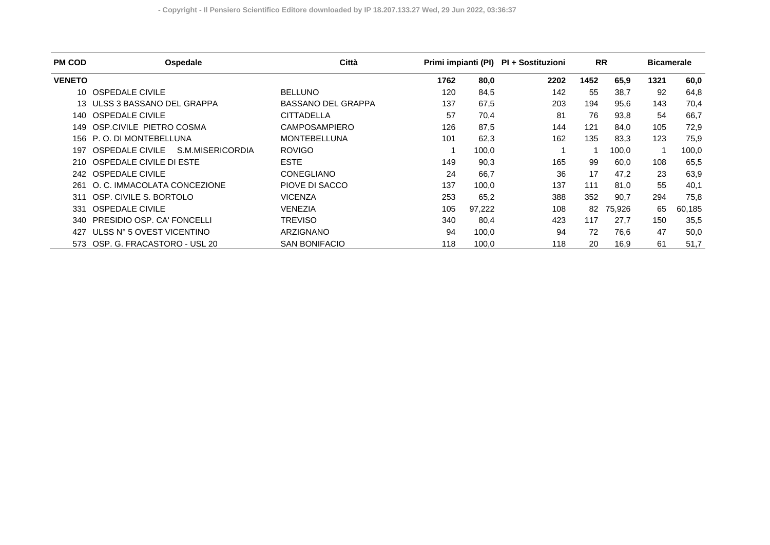| PM COD | Ospedale | Città | Primi impianti (PI) | | PI + Sostituzioni | RR | | Bicamerale | |
|---|---|---|---|---|---|---|---|---|---|
| **VENETO** | | | **1762** | **80,0** | **2202** | **1452** | **65,9** | **1321** | **60,0** |
| 10 | OSPEDALE CIVILE | BELLUNO | 120 | 84,5 | 142 | 55 | 38,7 | 92 | 64,8 |
| 13 | ULSS 3 BASSANO DEL GRAPPA | BASSANO DEL GRAPPA | 137 | 67,5 | 203 | 194 | 95,6 | 143 | 70,4 |
| 140 | OSPEDALE CIVILE | CITTADELLA | 57 | 70,4 | 81 | 76 | 93,8 | 54 | 66,7 |
| 149 | OSP.CIVILE PIETRO COSMA | CAMPOSAMPIERO | 126 | 87,5 | 144 | 121 | 84,0 | 105 | 72,9 |
| 156 | P. O. DI MONTEBELLUNA | MONTEBELLUNA | 101 | 62,3 | 162 | 135 | 83,3 | 123 | 75,9 |
| 197 | OSPEDALE CIVILE S.M.MISERICORDIA | ROVIGO | 1 | 100,0 | 1 | 1 | 100,0 | 1 | 100,0 |
| 210 | OSPEDALE CIVILE DI ESTE | ESTE | 149 | 90,3 | 165 | 99 | 60,0 | 108 | 65,5 |
| 242 | OSPEDALE CIVILE | CONEGLIANO | 24 | 66,7 | 36 | 17 | 47,2 | 23 | 63,9 |
| 261 | O. C. IMMACOLATA CONCEZIONE | PIOVE DI SACCO | 137 | 100,0 | 137 | 111 | 81,0 | 55 | 40,1 |
| 311 | OSP. CIVILE S. BORTOLO | VICENZA | 253 | 65,2 | 388 | 352 | 90,7 | 294 | 75,8 |
| 331 | OSPEDALE CIVILE | VENEZIA | 105 | 97,222 | 108 | 82 | 75,926 | 65 | 60,185 |
| 340 | PRESIDIO OSP. CA' FONCELLI | TREVISO | 340 | 80,4 | 423 | 117 | 27,7 | 150 | 35,5 |
| 427 | ULSS N° 5 OVEST VICENTINO | ARZIGNANO | 94 | 100,0 | 94 | 72 | 76,6 | 47 | 50,0 |
| 573 | OSP. G. FRACASTORO - USL 20 | SAN BONIFACIO | 118 | 100,0 | 118 | 20 | 16,9 | 61 | 51,7 |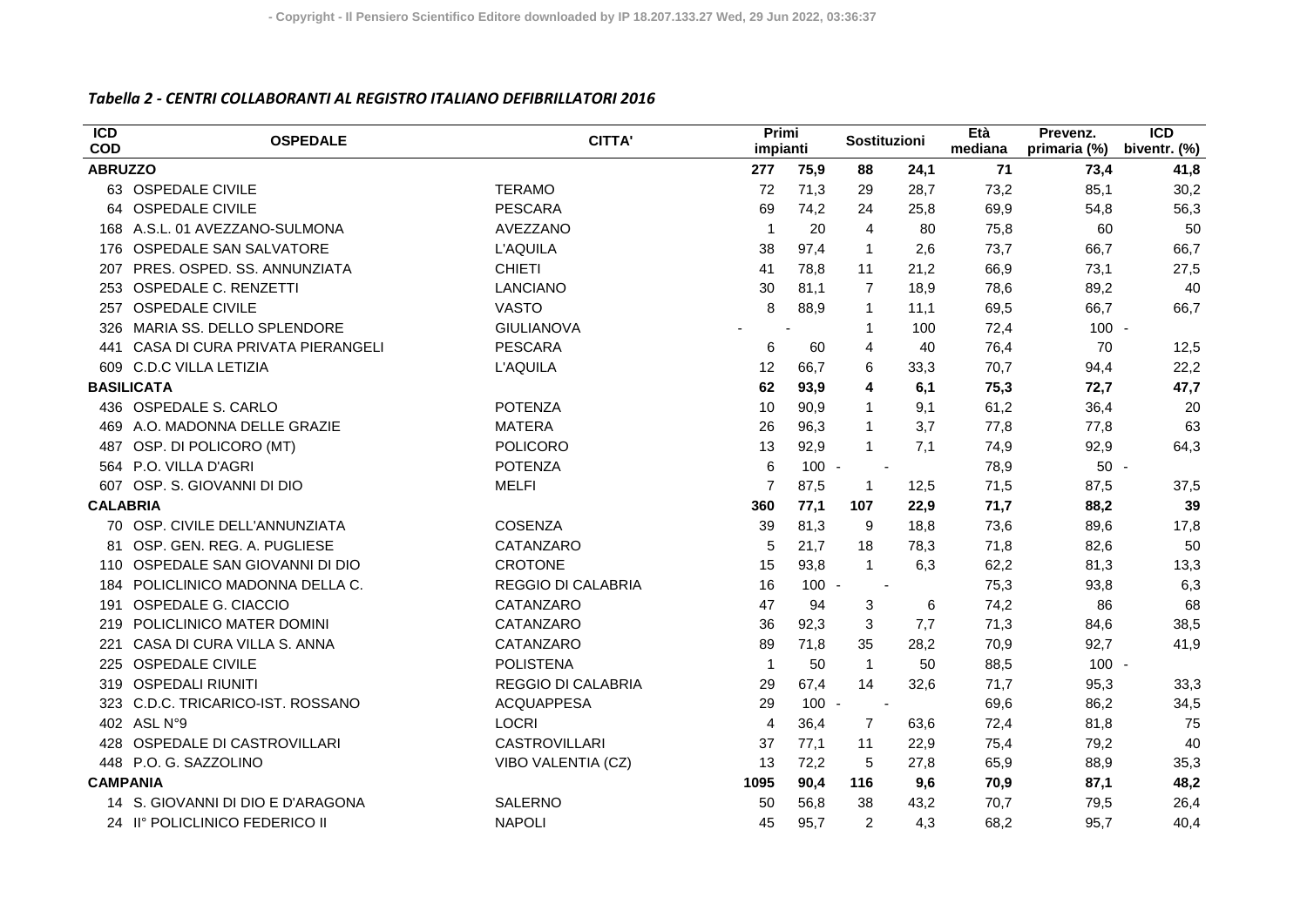*Tabella 2 - CENTRI COLLABORANTI AL REGISTRO ITALIANO DEFIBRILLATORI 2016*

| ICD COD | OSPEDALE | CITTA' | Primi impianti | | Sostituzioni | | Età mediana | Prevenz. primaria (%) | ICD biventr. (%) |
|---|---|---|---|---|---|---|---|---|---|
| **ABRUZZO** | | | **277** | **75,9** | **88** | **24,1** | **71** | **73,4** | **41,8** |
| 63 | OSPEDALE CIVILE | TERAMO | 72 | 71,3 | 29 | 28,7 | 73,2 | 85,1 | 30,2 |
| 64 | OSPEDALE CIVILE | PESCARA | 69 | 74,2 | 24 | 25,8 | 69,9 | 54,8 | 56,3 |
| 168 | A.S.L. 01 AVEZZANO-SULMONA | AVEZZANO | 1 | 20 | 4 | 80 | 75,8 | 60 | 50 |
| 176 | OSPEDALE SAN SALVATORE | L'AQUILA | 38 | 97,4 | 1 | 2,6 | 73,7 | 66,7 | 66,7 |
| 207 | PRES. OSPED. SS. ANNUNZIATA | CHIETI | 41 | 78,8 | 11 | 21,2 | 66,9 | 73,1 | 27,5 |
| 253 | OSPEDALE C. RENZETTI | LANCIANO | 30 | 81,1 | 7 | 18,9 | 78,6 | 89,2 | 40 |
| 257 | OSPEDALE CIVILE | VASTO | 8 | 88,9 | 1 | 11,1 | 69,5 | 66,7 | 66,7 |
| 326 | MARIA SS. DELLO SPLENDORE | GIULIANOVA | - | - | 1 | 100 | 72,4 | 100 | - |
| 441 | CASA DI CURA PRIVATA PIERANGELI | PESCARA | 6 | 60 | 4 | 40 | 76,4 | 70 | 12,5 |
| 609 | C.D.C VILLA LETIZIA | L'AQUILA | 12 | 66,7 | 6 | 33,3 | 70,7 | 94,4 | 22,2 |
| **BASILICATA** | | | **62** | **93,9** | **4** | **6,1** | **75,3** | **72,7** | **47,7** |
| 436 | OSPEDALE S. CARLO | POTENZA | 10 | 90,9 | 1 | 9,1 | 61,2 | 36,4 | 20 |
| 469 | A.O. MADONNA DELLE GRAZIE | MATERA | 26 | 96,3 | 1 | 3,7 | 77,8 | 77,8 | 63 |
| 487 | OSP. DI POLICORO (MT) | POLICORO | 13 | 92,9 | 1 | 7,1 | 74,9 | 92,9 | 64,3 |
| 564 | P.O. VILLA D'AGRI | POTENZA | 6 | 100 | - | - | 78,9 | 50 | - |
| 607 | OSP. S. GIOVANNI DI DIO | MELFI | 7 | 87,5 | 1 | 12,5 | 71,5 | 87,5 | 37,5 |
| **CALABRIA** | | | **360** | **77,1** | **107** | **22,9** | **71,7** | **88,2** | **39** |
| 70 | OSP. CIVILE DELL'ANNUNZIATA | COSENZA | 39 | 81,3 | 9 | 18,8 | 73,6 | 89,6 | 17,8 |
| 81 | OSP. GEN. REG. A. PUGLIESE | CATANZARO | 5 | 21,7 | 18 | 78,3 | 71,8 | 82,6 | 50 |
| 110 | OSPEDALE SAN GIOVANNI DI DIO | CROTONE | 15 | 93,8 | 1 | 6,3 | 62,2 | 81,3 | 13,3 |
| 184 | POLICLINICO MADONNA DELLA C. | REGGIO DI CALABRIA | 16 | 100 | - | - | 75,3 | 93,8 | 6,3 |
| 191 | OSPEDALE G. CIACCIO | CATANZARO | 47 | 94 | 3 | 6 | 74,2 | 86 | 68 |
| 219 | POLICLINICO MATER DOMINI | CATANZARO | 36 | 92,3 | 3 | 7,7 | 71,3 | 84,6 | 38,5 |
| 221 | CASA DI CURA VILLA S. ANNA | CATANZARO | 89 | 71,8 | 35 | 28,2 | 70,9 | 92,7 | 41,9 |
| 225 | OSPEDALE CIVILE | POLISTENA | 1 | 50 | 1 | 50 | 88,5 | 100 | - |
| 319 | OSPEDALI RIUNITI | REGGIO DI CALABRIA | 29 | 67,4 | 14 | 32,6 | 71,7 | 95,3 | 33,3 |
| 323 | C.D.C. TRICARICO-IST. ROSSANO | ACQUAPPESA | 29 | 100 | - | - | 69,6 | 86,2 | 34,5 |
| 402 | ASL N°9 | LOCRI | 4 | 36,4 | 7 | 63,6 | 72,4 | 81,8 | 75 |
| 428 | OSPEDALE DI CASTROVILLARI | CASTROVILLARI | 37 | 77,1 | 11 | 22,9 | 75,4 | 79,2 | 40 |
| 448 | P.O. G. SAZZOLINO | VIBO VALENTIA (CZ) | 13 | 72,2 | 5 | 27,8 | 65,9 | 88,9 | 35,3 |
| **CAMPANIA** | | | **1095** | **90,4** | **116** | **9,6** | **70,9** | **87,1** | **48,2** |
| 14 | S. GIOVANNI DI DIO E D'ARAGONA | SALERNO | 50 | 56,8 | 38 | 43,2 | 70,7 | 79,5 | 26,4 |
| 24 | II° POLICLINICO FEDERICO II | NAPOLI | 45 | 95,7 | 2 | 4,3 | 68,2 | 95,7 | 40,4 |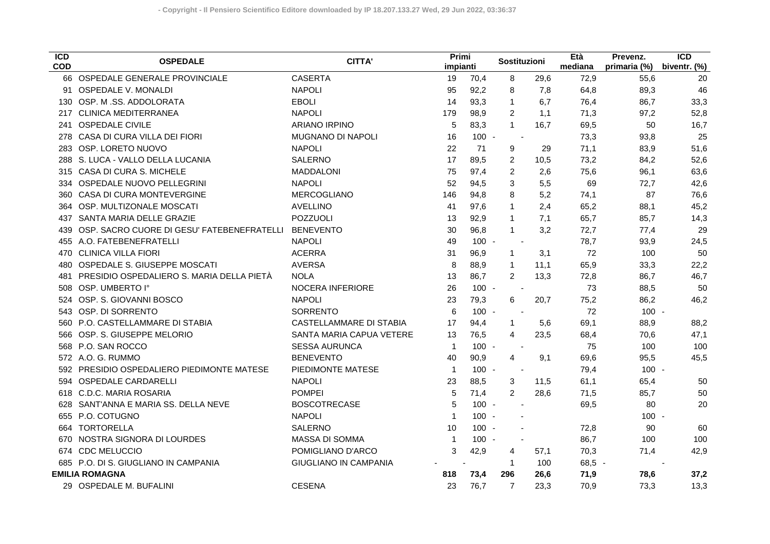| ICD COD | OSPEDALE | CITTA' | Primi impianti | | Sostituzioni | | Età mediana | Prevenz. primaria (%) | ICD biventr. (%) |
|---|---|---|---|---|---|---|---|---|---|
| 66 | OSPEDALE GENERALE PROVINCIALE | CASERTA | 19 | 70,4 | 8 | 29,6 | 72,9 | 55,6 | 20 |
| 91 | OSPEDALE V. MONALDI | NAPOLI | 95 | 92,2 | 8 | 7,8 | 64,8 | 89,3 | 46 |
| 130 | OSP. M .SS. ADDOLORATA | EBOLI | 14 | 93,3 | 1 | 6,7 | 76,4 | 86,7 | 33,3 |
| 217 | CLINICA MEDITERRANEA | NAPOLI | 179 | 98,9 | 2 | 1,1 | 71,3 | 97,2 | 52,8 |
| 241 | OSPEDALE CIVILE | ARIANO IRPINO | 5 | 83,3 | 1 | 16,7 | 69,5 | 50 | 16,7 |
| 278 | CASA DI CURA VILLA DEI FIORI | MUGNANO DI NAPOLI | 16 | 100 | - | - | 73,3 | 93,8 | 25 |
| 283 | OSP. LORETO NUOVO | NAPOLI | 22 | 71 | 9 | 29 | 71,1 | 83,9 | 51,6 |
| 288 | S. LUCA - VALLO DELLA LUCANIA | SALERNO | 17 | 89,5 | 2 | 10,5 | 73,2 | 84,2 | 52,6 |
| 315 | CASA DI CURA S. MICHELE | MADDALONI | 75 | 97,4 | 2 | 2,6 | 75,6 | 96,1 | 63,6 |
| 334 | OSPEDALE NUOVO PELLEGRINI | NAPOLI | 52 | 94,5 | 3 | 5,5 | 69 | 72,7 | 42,6 |
| 360 | CASA DI CURA MONTEVERGINE | MERCOGLIANO | 146 | 94,8 | 8 | 5,2 | 74,1 | 87 | 76,6 |
| 364 | OSP. MULTIZONALE MOSCATI | AVELLINO | 41 | 97,6 | 1 | 2,4 | 65,2 | 88,1 | 45,2 |
| 437 | SANTA MARIA DELLE GRAZIE | POZZUOLI | 13 | 92,9 | 1 | 7,1 | 65,7 | 85,7 | 14,3 |
| 439 | OSP. SACRO CUORE DI GESU' FATEBENEFRATELLI | BENEVENTO | 30 | 96,8 | 1 | 3,2 | 72,7 | 77,4 | 29 |
| 455 | A.O. FATEBENEFRATELLI | NAPOLI | 49 | 100 | - | - | 78,7 | 93,9 | 24,5 |
| 470 | CLINICA VILLA FIORI | ACERRA | 31 | 96,9 | 1 | 3,1 | 72 | 100 | 50 |
| 480 | OSPEDALE S. GIUSEPPE MOSCATI | AVERSA | 8 | 88,9 | 1 | 11,1 | 65,9 | 33,3 | 22,2 |
| 481 | PRESIDIO OSPEDALIERO S. MARIA DELLA PIETÀ | NOLA | 13 | 86,7 | 2 | 13,3 | 72,8 | 86,7 | 46,7 |
| 508 | OSP. UMBERTO I° | NOCERA INFERIORE | 26 | 100 | - | - | 73 | 88,5 | 50 |
| 524 | OSP. S. GIOVANNI BOSCO | NAPOLI | 23 | 79,3 | 6 | 20,7 | 75,2 | 86,2 | 46,2 |
| 543 | OSP. DI SORRENTO | SORRENTO | 6 | 100 | - | - | 72 | 100 | - |
| 560 | P.O. CASTELLAMMARE DI STABIA | CASTELLAMMARE DI STABIA | 17 | 94,4 | 1 | 5,6 | 69,1 | 88,9 | 88,2 |
| 566 | OSP. S. GIUSEPPE MELORIO | SANTA MARIA CAPUA VETERE | 13 | 76,5 | 4 | 23,5 | 68,4 | 70,6 | 47,1 |
| 568 | P.O. SAN ROCCO | SESSA AURUNCA | 1 | 100 | - | - | 75 | 100 | 100 |
| 572 | A.O. G. RUMMO | BENEVENTO | 40 | 90,9 | 4 | 9,1 | 69,6 | 95,5 | 45,5 |
| 592 | PRESIDIO OSPEDALIERO PIEDIMONTE MATESE | PIEDIMONTE MATESE | 1 | 100 | - | - | 79,4 | 100 | - |
| 594 | OSPEDALE CARDARELLI | NAPOLI | 23 | 88,5 | 3 | 11,5 | 61,1 | 65,4 | 50 |
| 618 | C.D.C. MARIA ROSARIA | POMPEI | 5 | 71,4 | 2 | 28,6 | 71,5 | 85,7 | 50 |
| 628 | SANT'ANNA E MARIA SS. DELLA NEVE | BOSCOTRECASE | 5 | 100 | - | - | 69,5 | 80 | 20 |
| 655 | P.O. COTUGNO | NAPOLI | 1 | 100 | - | - | | 100 | - |
| 664 | TORTORELLA | SALERNO | 10 | 100 | - | - | 72,8 | 90 | 60 |
| 670 | NOSTRA SIGNORA DI LOURDES | MASSA DI SOMMA | 1 | 100 | - | - | 86,7 | 100 | 100 |
| 674 | CDC MELUCCIO | POMIGLIANO D'ARCO | 3 | 42,9 | 4 | 57,1 | 70,3 | 71,4 | 42,9 |
| 685 | P.O. DI S. GIUGLIANO IN CAMPANIA | GIUGLIANO IN CAMPANIA | - | - | 1 | 100 | 68,5 | - | - |
| **EMILIA ROMAGNA** | | | **818** | **73,4** | **296** | **26,6** | **71,9** | **78,6** | **37,2** |
| 29 | OSPEDALE M. BUFALINI | CESENA | 23 | 76,7 | 7 | 23,3 | 70,9 | 73,3 | 13,3 |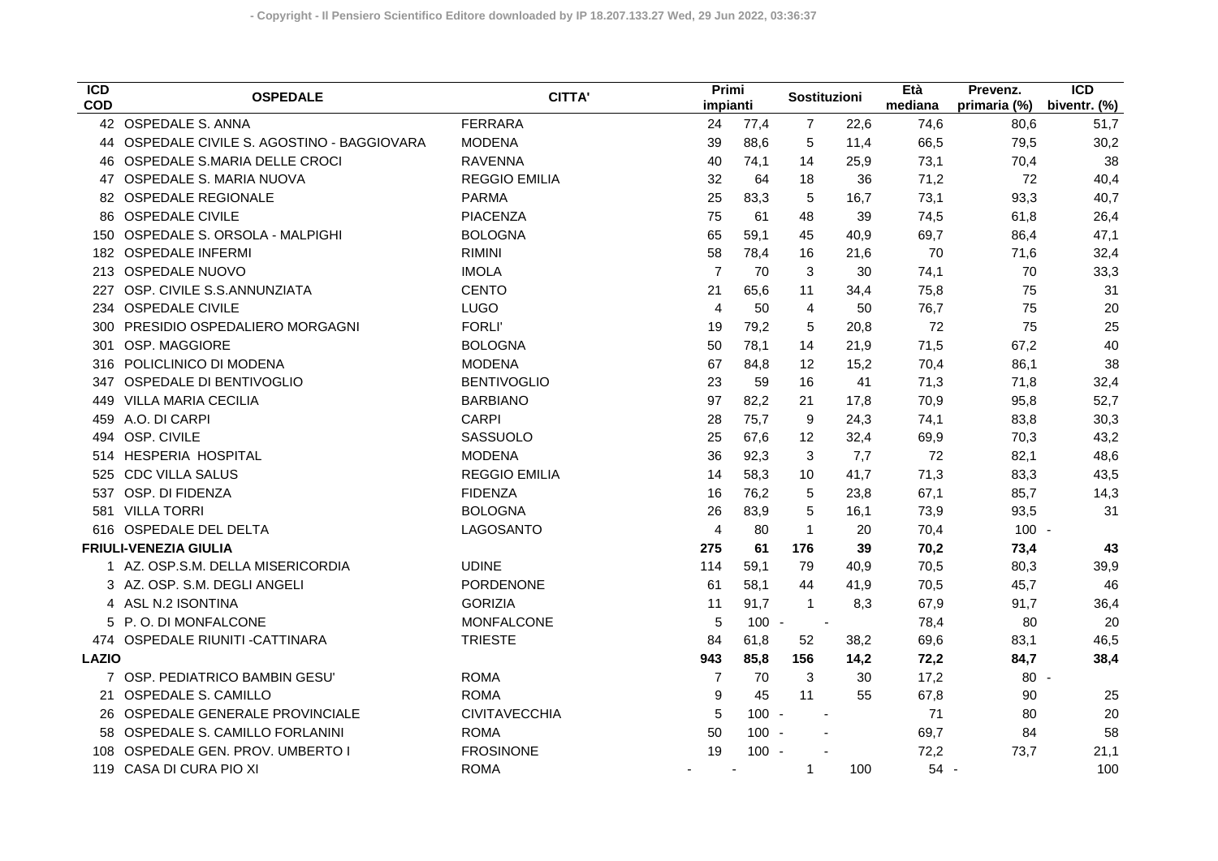| ICD COD | OSPEDALE | CITTA' | Primi impianti | | Sostituzioni | | Età mediana | Prevenz. primaria (%) | ICD biventr. (%) |
|---|---|---|---|---|---|---|---|---|---|
| 42 | OSPEDALE S. ANNA | FERRARA | 24 | 77,4 | 7 | 22,6 | 74,6 | 80,6 | 51,7 |
| 44 | OSPEDALE CIVILE S. AGOSTINO - BAGGIOVARA | MODENA | 39 | 88,6 | 5 | 11,4 | 66,5 | 79,5 | 30,2 |
| 46 | OSPEDALE S.MARIA DELLE CROCI | RAVENNA | 40 | 74,1 | 14 | 25,9 | 73,1 | 70,4 | 38 |
| 47 | OSPEDALE S. MARIA NUOVA | REGGIO EMILIA | 32 | 64 | 18 | 36 | 71,2 | 72 | 40,4 |
| 82 | OSPEDALE REGIONALE | PARMA | 25 | 83,3 | 5 | 16,7 | 73,1 | 93,3 | 40,7 |
| 86 | OSPEDALE CIVILE | PIACENZA | 75 | 61 | 48 | 39 | 74,5 | 61,8 | 26,4 |
| 150 | OSPEDALE S. ORSOLA - MALPIGHI | BOLOGNA | 65 | 59,1 | 45 | 40,9 | 69,7 | 86,4 | 47,1 |
| 182 | OSPEDALE INFERMI | RIMINI | 58 | 78,4 | 16 | 21,6 | 70 | 71,6 | 32,4 |
| 213 | OSPEDALE NUOVO | IMOLA | 7 | 70 | 3 | 30 | 74,1 | 70 | 33,3 |
| 227 | OSP. CIVILE S.S.ANNUNZIATA | CENTO | 21 | 65,6 | 11 | 34,4 | 75,8 | 75 | 31 |
| 234 | OSPEDALE CIVILE | LUGO | 4 | 50 | 4 | 50 | 76,7 | 75 | 20 |
| 300 | PRESIDIO OSPEDALIERO MORGAGNI | FORLI' | 19 | 79,2 | 5 | 20,8 | 72 | 75 | 25 |
| 301 | OSP. MAGGIORE | BOLOGNA | 50 | 78,1 | 14 | 21,9 | 71,5 | 67,2 | 40 |
| 316 | POLICLINICO DI MODENA | MODENA | 67 | 84,8 | 12 | 15,2 | 70,4 | 86,1 | 38 |
| 347 | OSPEDALE DI BENTIVOGLIO | BENTIVOGLIO | 23 | 59 | 16 | 41 | 71,3 | 71,8 | 32,4 |
| 449 | VILLA MARIA CECILIA | BARBIANO | 97 | 82,2 | 21 | 17,8 | 70,9 | 95,8 | 52,7 |
| 459 | A.O. DI CARPI | CARPI | 28 | 75,7 | 9 | 24,3 | 74,1 | 83,8 | 30,3 |
| 494 | OSP. CIVILE | SASSUOLO | 25 | 67,6 | 12 | 32,4 | 69,9 | 70,3 | 43,2 |
| 514 | HESPERIA HOSPITAL | MODENA | 36 | 92,3 | 3 | 7,7 | 72 | 82,1 | 48,6 |
| 525 | CDC VILLA SALUS | REGGIO EMILIA | 14 | 58,3 | 10 | 41,7 | 71,3 | 83,3 | 43,5 |
| 537 | OSP. DI FIDENZA | FIDENZA | 16 | 76,2 | 5 | 23,8 | 67,1 | 85,7 | 14,3 |
| 581 | VILLA TORRI | BOLOGNA | 26 | 83,9 | 5 | 16,1 | 73,9 | 93,5 | 31 |
| 616 | OSPEDALE DEL DELTA | LAGOSANTO | 4 | 80 | 1 | 20 | 70,4 | 100 | - |
| **FRIULI-VENEZIA GIULIA** | | | **275** | **61** | **176** | **39** | **70,2** | **73,4** | **43** |
| 1 | AZ. OSP.S.M. DELLA MISERICORDIA | UDINE | 114 | 59,1 | 79 | 40,9 | 70,5 | 80,3 | 39,9 |
| 3 | AZ. OSP. S.M. DEGLI ANGELI | PORDENONE | 61 | 58,1 | 44 | 41,9 | 70,5 | 45,7 | 46 |
| 4 | ASL N.2 ISONTINA | GORIZIA | 11 | 91,7 | 1 | 8,3 | 67,9 | 91,7 | 36,4 |
| 5 | P. O. DI MONFALCONE | MONFALCONE | 5 | 100 | - | - | 78,4 | 80 | 20 |
| 474 | OSPEDALE RIUNITI -CATTINARA | TRIESTE | 84 | 61,8 | 52 | 38,2 | 69,6 | 83,1 | 46,5 |
| **LAZIO** | | | **943** | **85,8** | **156** | **14,2** | **72,2** | **84,7** | **38,4** |
| 7 | OSP. PEDIATRICA BAMBIN GESU' | ROMA | 7 | 70 | 3 | 30 | 17,2 | 80 | - |
| 21 | OSPEDALE S. CAMILLO | ROMA | 9 | 45 | 11 | 55 | 67,8 | 90 | 25 |
| 26 | OSPEDALE GENERALE PROVINCIALE | CIVITAVECCHIA | 5 | 100 | - | - | 71 | 80 | 20 |
| 58 | OSPEDALE S. CAMILLO FORLANINI | ROMA | 50 | 100 | - | - | 69,7 | 84 | 58 |
| 108 | OSPEDALE GEN. PROV. UMBERTO I | FROSINONE | 19 | 100 | - | - | 72,2 | 73,7 | 21,1 |
| 119 | CASA DI CURA PIO XI | ROMA | - | - | 1 | 100 | 54 | - | 100 |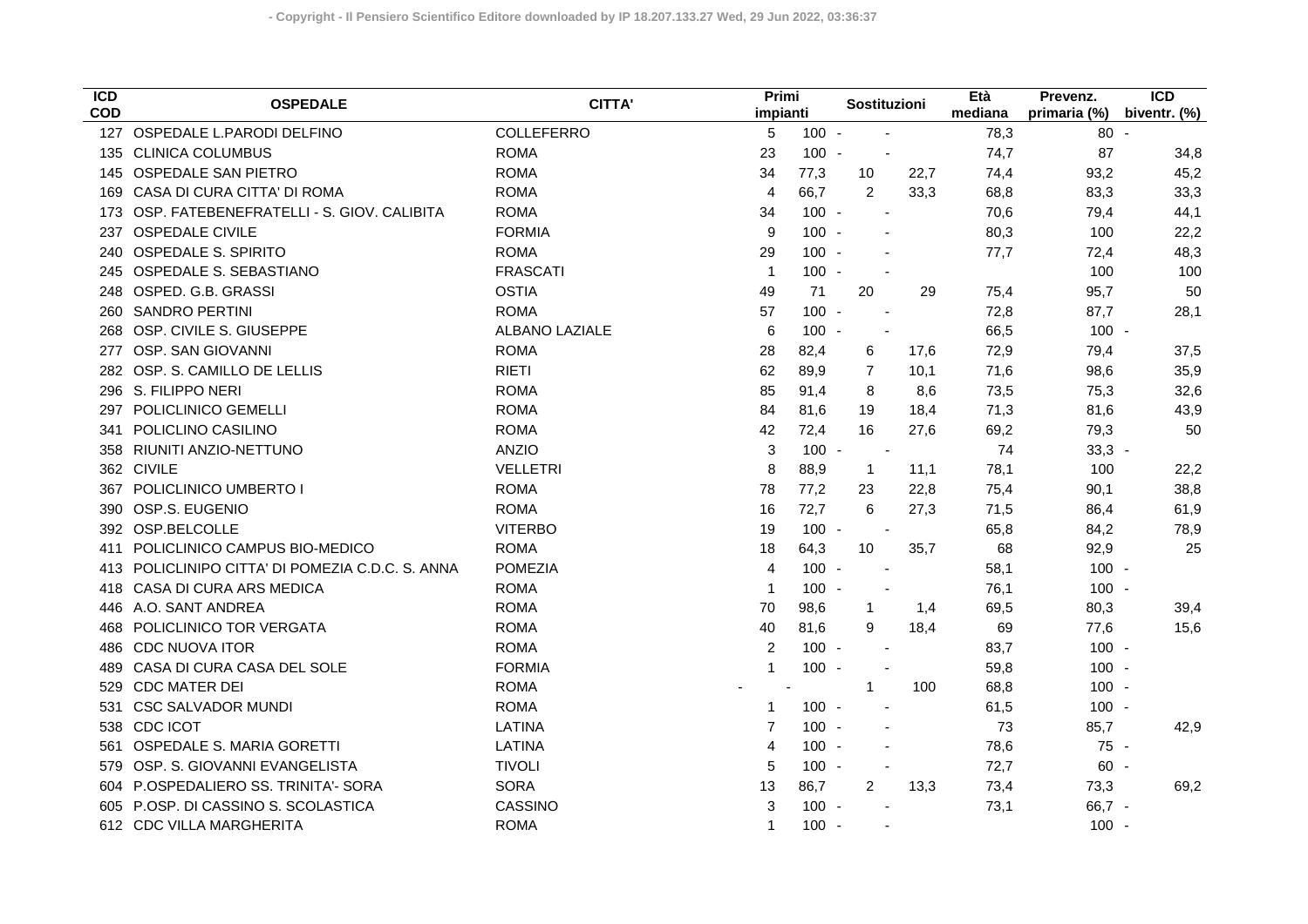| ICD COD | OSPEDALE | CITTA' | Primi impianti | | Sostituzioni | | Età mediana | Prevenz. primaria (%) | ICD biventr. (%) |
|---|---|---|---|---|---|---|---|---|---|
| 127 | OSPEDALE L.PARODI DELFINO | COLLEFERRO | 5 | 100 | - | - | 78,3 | 80 | - |
| 135 | CLINICA COLUMBUS | ROMA | 23 | 100 | - | - | 74,7 | 87 | 34,8 |
| 145 | OSPEDALE SAN PIETRO | ROMA | 34 | 77,3 | 10 | 22,7 | 74,4 | 93,2 | 45,2 |
| 169 | CASA DI CURA CITTA' DI ROMA | ROMA | 4 | 66,7 | 2 | 33,3 | 68,8 | 83,3 | 33,3 |
| 173 | OSP. FATEBENEFRATELLI - S. GIOV. CALIBITA | ROMA | 34 | 100 | - | - | 70,6 | 79,4 | 44,1 |
| 237 | OSPEDALE CIVILE | FORMIA | 9 | 100 | - | - | 80,3 | 100 | 22,2 |
| 240 | OSPEDALE S. SPIRITO | ROMA | 29 | 100 | - | - | 77,7 | 72,4 | 48,3 |
| 245 | OSPEDALE S. SEBASTIANO | FRASCATI | 1 | 100 | - | - | | 100 | 100 |
| 248 | OSPED. G.B. GRASSI | OSTIA | 49 | 71 | 20 | 29 | 75,4 | 95,7 | 50 |
| 260 | SANDRO PERTINI | ROMA | 57 | 100 | - | - | 72,8 | 87,7 | 28,1 |
| 268 | OSP. CIVILE S. GIUSEPPE | ALBANO LAZIALE | 6 | 100 | - | - | 66,5 | 100 | - |
| 277 | OSP. SAN GIOVANNI | ROMA | 28 | 82,4 | 6 | 17,6 | 72,9 | 79,4 | 37,5 |
| 282 | OSP. S. CAMILLO DE LELLIS | RIETI | 62 | 89,9 | 7 | 10,1 | 71,6 | 98,6 | 35,9 |
| 296 | S. FILIPPO NERI | ROMA | 85 | 91,4 | 8 | 8,6 | 73,5 | 75,3 | 32,6 |
| 297 | POLICLINICO GEMELLI | ROMA | 84 | 81,6 | 19 | 18,4 | 71,3 | 81,6 | 43,9 |
| 341 | POLICLINO CASILINO | ROMA | 42 | 72,4 | 16 | 27,6 | 69,2 | 79,3 | 50 |
| 358 | RIUNITI ANZIO-NETTUNO | ANZIO | 3 | 100 | - | - | 74 | 33,3 | - |
| 362 | CIVILE | VELLETRI | 8 | 88,9 | 1 | 11,1 | 78,1 | 100 | 22,2 |
| 367 | POLICLINICO UMBERTO I | ROMA | 78 | 77,2 | 23 | 22,8 | 75,4 | 90,1 | 38,8 |
| 390 | OSP.S. EUGENIO | ROMA | 16 | 72,7 | 6 | 27,3 | 71,5 | 86,4 | 61,9 |
| 392 | OSP.BELCOLLE | VITERBO | 19 | 100 | - | - | 65,8 | 84,2 | 78,9 |
| 411 | POLICLINICO CAMPUS BIO-MEDICO | ROMA | 18 | 64,3 | 10 | 35,7 | 68 | 92,9 | 25 |
| 413 | POLICLINIPO CITTA' DI POMEZIA C.D.C. S. ANNA | POMEZIA | 4 | 100 | - | - | 58,1 | 100 | - |
| 418 | CASA DI CURA ARS MEDICA | ROMA | 1 | 100 | - | - | 76,1 | 100 | - |
| 446 | A.O. SANT ANDREA | ROMA | 70 | 98,6 | 1 | 1,4 | 69,5 | 80,3 | 39,4 |
| 468 | POLICLINICO TOR VERGATA | ROMA | 40 | 81,6 | 9 | 18,4 | 69 | 77,6 | 15,6 |
| 486 | CDC NUOVA ITOR | ROMA | 2 | 100 | - | - | 83,7 | 100 | - |
| 489 | CASA DI CURA CASA DEL SOLE | FORMIA | 1 | 100 | - | - | 59,8 | 100 | - |
| 529 | CDC MATER DEI | ROMA | - | - | 1 | 100 | 68,8 | 100 | - |
| 531 | CSC SALVADOR MUNDI | ROMA | 1 | 100 | - | - | 61,5 | 100 | - |
| 538 | CDC ICOT | LATINA | 7 | 100 | - | - | 73 | 85,7 | 42,9 |
| 561 | OSPEDALE S. MARIA GORETTI | LATINA | 4 | 100 | - | - | 78,6 | 75 | - |
| 579 | OSP. S. GIOVANNI EVANGELISTA | TIVOLI | 5 | 100 | - | - | 72,7 | 60 | - |
| 604 | P.OSPEDALIERO SS. TRINITA'- SORA | SORA | 13 | 86,7 | 2 | 13,3 | 73,4 | 73,3 | 69,2 |
| 605 | P.OSP. DI CASSINO S. SCOLASTICA | CASSINO | 3 | 100 | - | - | 73,1 | 66,7 | - |
| 612 | CDC VILLA MARGHERITA | ROMA | 1 | 100 | - | - | | 100 | - |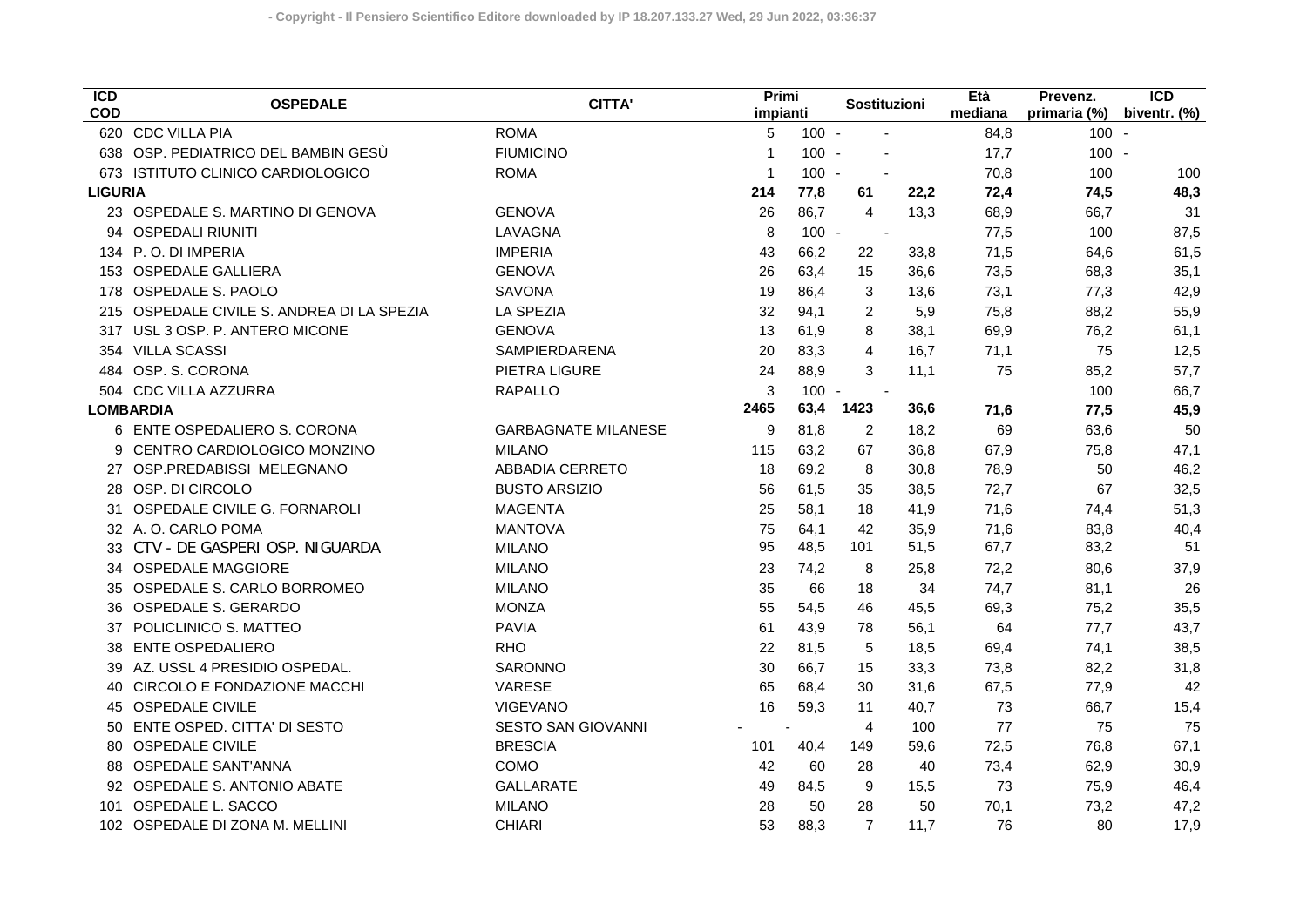| ICD COD | OSPEDALE | CITTA' | Primi impianti | | Sostituzioni | | Età mediana | Prevenz. primaria (%) | ICD biventr. (%) |
|---|---|---|---|---|---|---|---|---|---|
| 620 | CDC VILLA PIA | ROMA | 5 | 100 | - | - | 84,8 | 100 | - |
| 638 | OSP. PEDIATRICO DEL BAMBIN GESÙ | FIUMICINO | 1 | 100 | - | - | 17,7 | 100 | - |
| 673 | ISTITUTO CLINICO CARDIOLOGICO | ROMA | 1 | 100 | - | - | 70,8 | 100 | 100 |
| **LIGURIA** | | | **214** | **77,8** | **61** | **22,2** | **72,4** | **74,5** | **48,3** |
| 23 | OSPEDALE S. MARTINO DI GENOVA | GENOVA | 26 | 86,7 | 4 | 13,3 | 68,9 | 66,7 | 31 |
| 94 | OSPEDALI RIUNITI | LAVAGNA | 8 | 100 | - | - | 77,5 | 100 | 87,5 |
| 134 | P. O. DI IMPERIA | IMPERIA | 43 | 66,2 | 22 | 33,8 | 71,5 | 64,6 | 61,5 |
| 153 | OSPEDALE GALLIERA | GENOVA | 26 | 63,4 | 15 | 36,6 | 73,5 | 68,3 | 35,1 |
| 178 | OSPEDALE S. PAOLO | SAVONA | 19 | 86,4 | 3 | 13,6 | 73,1 | 77,3 | 42,9 |
| 215 | OSPEDALE CIVILE S. ANDREA DI LA SPEZIA | LA SPEZIA | 32 | 94,1 | 2 | 5,9 | 75,8 | 88,2 | 55,9 |
| 317 | USL 3 OSP. P. ANTERO MICONE | GENOVA | 13 | 61,9 | 8 | 38,1 | 69,9 | 76,2 | 61,1 |
| 354 | VILLA SCASSI | SAMPIERDARENA | 20 | 83,3 | 4 | 16,7 | 71,1 | 75 | 12,5 |
| 484 | OSP. S. CORONA | PIETRA LIGURE | 24 | 88,9 | 3 | 11,1 | 75 | 85,2 | 57,7 |
| 504 | CDC VILLA AZZURRA | RAPALLO | 3 | 100 | - | - | | 100 | 66,7 |
| **LOMBARDIA** | | | **2465** | **63,4** | **1423** | **36,6** | **71,6** | **77,5** | **45,9** |
| 6 | ENTE OSPEDALIERO S. CORONA | GARBAGNATE MILANESE | 9 | 81,8 | 2 | 18,2 | 69 | 63,6 | 50 |
| 9 | CENTRO CARDIOLOGICO MONZINO | MILANO | 115 | 63,2 | 67 | 36,8 | 67,9 | 75,8 | 47,1 |
| 27 | OSP.PREDABISSI MELEGNANO | ABBADIA CERRETO | 18 | 69,2 | 8 | 30,8 | 78,9 | 50 | 46,2 |
| 28 | OSP. DI CIRCOLO | BUSTO ARSIZIO | 56 | 61,5 | 35 | 38,5 | 72,7 | 67 | 32,5 |
| 31 | OSPEDALE CIVILE G. FORNAROLI | MAGENTA | 25 | 58,1 | 18 | 41,9 | 71,6 | 74,4 | 51,3 |
| 32 | A. O. CARLO POMA | MANTOVA | 75 | 64,1 | 42 | 35,9 | 71,6 | 83,8 | 40,4 |
| 33 | CTV - DE GASPERI OSP. NIGUARDA | MILANO | 95 | 48,5 | 101 | 51,5 | 67,7 | 83,2 | 51 |
| 34 | OSPEDALE MAGGIORE | MILANO | 23 | 74,2 | 8 | 25,8 | 72,2 | 80,6 | 37,9 |
| 35 | OSPEDALE S. CARLO BORROMEO | MILANO | 35 | 66 | 18 | 34 | 74,7 | 81,1 | 26 |
| 36 | OSPEDALE S. GERARDO | MONZA | 55 | 54,5 | 46 | 45,5 | 69,3 | 75,2 | 35,5 |
| 37 | POLICLINICO S. MATTEO | PAVIA | 61 | 43,9 | 78 | 56,1 | 64 | 77,7 | 43,7 |
| 38 | ENTE OSPEDALIERO | RHO | 22 | 81,5 | 5 | 18,5 | 69,4 | 74,1 | 38,5 |
| 39 | AZ. USSL 4 PRESIDIO OSPEDAL. | SARONNO | 30 | 66,7 | 15 | 33,3 | 73,8 | 82,2 | 31,8 |
| 40 | CIRCOLO E FONDAZIONE MACCHI | VARESE | 65 | 68,4 | 30 | 31,6 | 67,5 | 77,9 | 42 |
| 45 | OSPEDALE CIVILE | VIGEVANO | 16 | 59,3 | 11 | 40,7 | 73 | 66,7 | 15,4 |
| 50 | ENTE OSPED. CITTA' DI SESTO | SESTO SAN GIOVANNI | - | - | 4 | 100 | 77 | 75 | 75 |
| 80 | OSPEDALE CIVILE | BRESCIA | 101 | 40,4 | 149 | 59,6 | 72,5 | 76,8 | 67,1 |
| 88 | OSPEDALE SANT'ANNA | COMO | 42 | 60 | 28 | 40 | 73,4 | 62,9 | 30,9 |
| 92 | OSPEDALE S. ANTONIO ABATE | GALLARATE | 49 | 84,5 | 9 | 15,5 | 73 | 75,9 | 46,4 |
| 101 | OSPEDALE L. SACCO | MILANO | 28 | 50 | 28 | 50 | 70,1 | 73,2 | 47,2 |
| 102 | OSPEDALE DI ZONA M. MELLINI | CHIARI | 53 | 88,3 | 7 | 11,7 | 76 | 80 | 17,9 |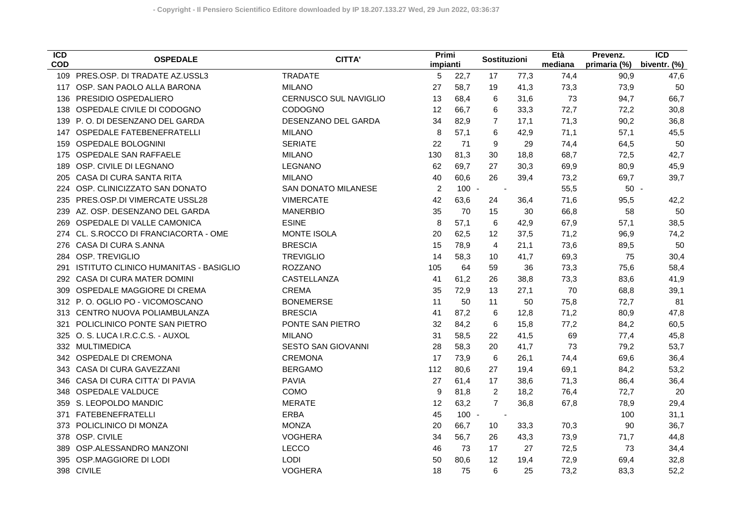| ICD COD | OSPEDALE | CITTA' | Primi impianti | | Sostituzioni | | Età mediana | Prevenz. primaria (%) | ICD biventr. (%) |
|---|---|---|---|---|---|---|---|---|---|
| 109 | PRES.OSP. DI TRADATE AZ.USSL3 | TRADATE | 5 | 22,7 | 17 | 77,3 | 74,4 | 90,9 | 47,6 |
| 117 | OSP. SAN PAOLO ALLA BARONA | MILANO | 27 | 58,7 | 19 | 41,3 | 73,3 | 73,9 | 50 |
| 136 | PRESIDIO OSPEDALIERO | CERNUSCO SUL NAVIGLIO | 13 | 68,4 | 6 | 31,6 | 73 | 94,7 | 66,7 |
| 138 | OSPEDALE CIVILE DI CODOGNO | CODOGNO | 12 | 66,7 | 6 | 33,3 | 72,7 | 72,2 | 30,8 |
| 139 | P. O. DI DESENZANO DEL GARDA | DESENZANO DEL GARDA | 34 | 82,9 | 7 | 17,1 | 71,3 | 90,2 | 36,8 |
| 147 | OSPEDALE FATEBENEFRATELLI | MILANO | 8 | 57,1 | 6 | 42,9 | 71,1 | 57,1 | 45,5 |
| 159 | OSPEDALE BOLOGNINI | SERIATE | 22 | 71 | 9 | 29 | 74,4 | 64,5 | 50 |
| 175 | OSPEDALE SAN RAFFAELE | MILANO | 130 | 81,3 | 30 | 18,8 | 68,7 | 72,5 | 42,7 |
| 189 | OSP. CIVILE DI LEGNANO | LEGNANO | 62 | 69,7 | 27 | 30,3 | 69,9 | 80,9 | 45,9 |
| 205 | CASA DI CURA SANTA RITA | MILANO | 40 | 60,6 | 26 | 39,4 | 73,2 | 69,7 | 39,7 |
| 224 | OSP. CLINICIZZATO SAN DONATO | SAN DONATO MILANESE | 2 | 100 | - | - | 55,5 | 50 | - |
| 235 | PRES.OSP.DI VIMERCATE USSL28 | VIMERCATE | 42 | 63,6 | 24 | 36,4 | 71,6 | 95,5 | - 42,2 |
| 239 | AZ. OSP. DESENZANO DEL GARDA | MANERBIO | 35 | 70 | 15 | 30 | 66,8 | 58 | 50 |
| 269 | OSPEDALE DI VALLE CAMONICA | ESINE | 8 | 57,1 | 6 | 42,9 | 67,9 | 57,1 | 38,5 |
| 274 | CL. S.ROCCO DI FRANCIACORTA - OME | MONTE ISOLA | 20 | 62,5 | 12 | 37,5 | 71,2 | 96,9 | 74,2 |
| 276 | CASA DI CURA S.ANNA | BRESCIA | 15 | 78,9 | 4 | 21,1 | 73,6 | 89,5 | 50 |
| 284 | OSP. TREVIGLIO | TREVIGLIO | 14 | 58,3 | 10 | 41,7 | 69,3 | 75 | 30,4 |
| 291 | ISTITUTO CLINICO HUMANITAS - BASIGLIO | ROZZANO | 105 | 64 | 59 | 36 | 73,3 | 75,6 | 58,4 |
| 292 | CASA DI CURA MATER DOMINI | CASTELLANZA | 41 | 61,2 | 26 | 38,8 | 73,3 | 83,6 | 41,9 |
| 309 | OSPEDALE MAGGIORE DI CREMA | CREMA | 35 | 72,9 | 13 | 27,1 | 70 | 68,8 | 39,1 |
| 312 | P. O. OGLIO PO - VICOMOSCANO | BONEMERSE | 11 | 50 | 11 | 50 | 75,8 | 72,7 | 81 |
| 313 | CENTRO NUOVA POLIAMBULANZA | BRESCIA | 41 | 87,2 | 6 | 12,8 | 71,2 | 80,9 | 47,8 |
| 321 | POLICLINICO PONTE SAN PIETRO | PONTE SAN PIETRO | 32 | 84,2 | 6 | 15,8 | 77,2 | 84,2 | 60,5 |
| 325 | O. S. LUCA I.R.C.C.S. - AUXOL | MILANO | 31 | 58,5 | 22 | 41,5 | 69 | 77,4 | 45,8 |
| 332 | MULTIMEDICA | SESTO SAN GIOVANNI | 28 | 58,3 | 20 | 41,7 | 73 | 79,2 | 53,7 |
| 342 | OSPEDALE DI CREMONA | CREMONA | 17 | 73,9 | 6 | 26,1 | 74,4 | 69,6 | 36,4 |
| 343 | CASA DI CURA GAVEZZANI | BERGAMO | 112 | 80,6 | 27 | 19,4 | 69,1 | 84,2 | 53,2 |
| 346 | CASA DI CURA CITTA' DI PAVIA | PAVIA | 27 | 61,4 | 17 | 38,6 | 71,3 | 86,4 | 36,4 |
| 348 | OSPEDALE VALDUCE | COMO | 9 | 81,8 | 2 | 18,2 | 76,4 | 72,7 | 20 |
| 359 | S. LEOPOLDO MANDIC | MERATE | 12 | 63,2 | 7 | 36,8 | 67,8 | 78,9 | 29,4 |
| 371 | FATEBENEFRATELLI | ERBA | 45 | 100 | - | - | | 100 | 31,1 |
| 373 | POLICLINICO DI MONZA | MONZA | 20 | 66,7 | 10 | 33,3 | 70,3 | 90 | 36,7 |
| 378 | OSP. CIVILE | VOGHERA | 34 | 56,7 | 26 | 43,3 | 73,9 | 71,7 | 44,8 |
| 389 | OSP.ALESSANDRO MANZONI | LECCO | 46 | 73 | 17 | 27 | 72,5 | 73 | 34,4 |
| 395 | OSP.MAGGIORE DI LODI | LODI | 50 | 80,6 | 12 | 19,4 | 72,9 | 69,4 | 32,8 |
| 398 | CIVILE | VOGHERA | 18 | 75 | 6 | 25 | 73,2 | 83,3 | 52,2 |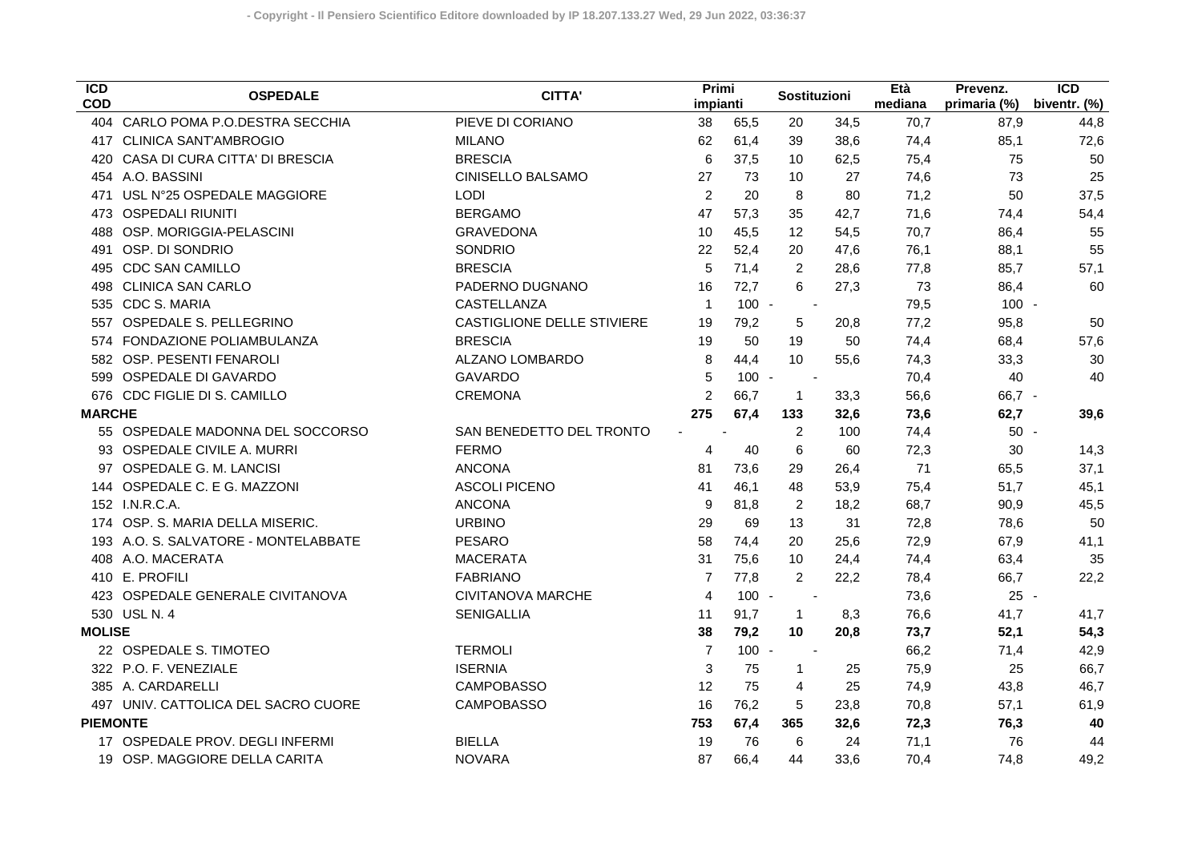| ICD COD | OSPEDALE | CITTA' | Primi impianti | | Sostituzioni | | Età mediana | Prevenz. primaria (%) | ICD biventr. (%) |
|---|---|---|---|---|---|---|---|---|---|
| 404 | CARLO POMA P.O.DESTRA SECCHIA | PIEVE DI CORIANO | 38 | 65,5 | 20 | 34,5 | 70,7 | 87,9 | 44,8 |
| 417 | CLINICA SANT'AMBROGIO | MILANO | 62 | 61,4 | 39 | 38,6 | 74,4 | 85,1 | 72,6 |
| 420 | CASA DI CURA CITTA' DI BRESCIA | BRESCIA | 6 | 37,5 | 10 | 62,5 | 75,4 | 75 | 50 |
| 454 | A.O. BASSINI | CINISELLO BALSAMO | 27 | 73 | 10 | 27 | 74,6 | 73 | 25 |
| 471 | USL N°25 OSPEDALE MAGGIORE | LODI | 2 | 20 | 8 | 80 | 71,2 | 50 | 37,5 |
| 473 | OSPEDALI RIUNITI | BERGAMO | 47 | 57,3 | 35 | 42,7 | 71,6 | 74,4 | 54,4 |
| 488 | OSP. MORIGGIA-PELASCINI | GRAVEDONA | 10 | 45,5 | 12 | 54,5 | 70,7 | 86,4 | 55 |
| 491 | OSP. DI SONDRIO | SONDRIO | 22 | 52,4 | 20 | 47,6 | 76,1 | 88,1 | 55 |
| 495 | CDC SAN CAMILLO | BRESCIA | 5 | 71,4 | 2 | 28,6 | 77,8 | 85,7 | 57,1 |
| 498 | CLINICA SAN CARLO | PADERNO DUGNANO | 16 | 72,7 | 6 | 27,3 | 73 | 86,4 | 60 |
| 535 | CDC S. MARIA | CASTELLANZA | 1 | 100 | - | - | 79,5 | 100 | - |
| 557 | OSPEDALE S. PELLEGRINO | CASTIGLIONE DELLE STIVIERE | 19 | 79,2 | 5 | 20,8 | 77,2 | 95,8 | 50 |
| 574 | FONDAZIONE POLIAMBULANZA | BRESCIA | 19 | 50 | 19 | 50 | 74,4 | 68,4 | 57,6 |
| 582 | OSP. PESENTI FENAROLI | ALZANO LOMBARDO | 8 | 44,4 | 10 | 55,6 | 74,3 | 33,3 | 30 |
| 599 | OSPEDALE DI GAVARDO | GAVARDO | 5 | 100 | - | - | 70,4 | 40 | 40 |
| 676 | CDC FIGLIE DI S. CAMILLO | CREMONA | 2 | 66,7 | 1 | 33,3 | 56,6 | 66,7 | - |
| **MARCHE** | | | **275** | **67,4** | **133** | **32,6** | **73,6** | **62,7** | **39,6** |
| 55 | OSPEDALE MADONNA DEL SOCCORSO | SAN BENEDETTO DEL TRONTO | - | - | 2 | 100 | 74,4 | 50 | - |
| 93 | OSPEDALE CIVILE A. MURRI | FERMO | 4 | 40 | 6 | 60 | 72,3 | 30 | 14,3 |
| 97 | OSPEDALE G. M. LANCISI | ANCONA | 81 | 73,6 | 29 | 26,4 | 71 | 65,5 | 37,1 |
| 144 | OSPEDALE C. E G. MAZZONI | ASCOLI PICENO | 41 | 46,1 | 48 | 53,9 | 75,4 | 51,7 | 45,1 |
| 152 | I.N.R.C.A. | ANCONA | 9 | 81,8 | 2 | 18,2 | 68,7 | 90,9 | 45,5 |
| 174 | OSP. S. MARIA DELLA MISERIC. | URBINO | 29 | 69 | 13 | 31 | 72,8 | 78,6 | 50 |
| 193 | A.O. S. SALVATORE - MONTELABBATE | PESARO | 58 | 74,4 | 20 | 25,6 | 72,9 | 67,9 | 41,1 |
| 408 | A.O. MACERATA | MACERATA | 31 | 75,6 | 10 | 24,4 | 74,4 | 63,4 | 35 |
| 410 | E. PROFILI | FABRIANO | 7 | 77,8 | 2 | 22,2 | 78,4 | 66,7 | 22,2 |
| 423 | OSPEDALE GENERALE CIVITANOVA | CIVITANOVA MARCHE | 4 | 100 | - | - | 73,6 | 25 | - |
| 530 | USL N. 4 | SENIGALLIA | 11 | 91,7 | 1 | 8,3 | 76,6 | 41,7 | 41,7 |
| **MOLISE** | | | **38** | **79,2** | **10** | **20,8** | **73,7** | **52,1** | **54,3** |
| 22 | OSPEDALE S. TIMOTEO | TERMOLI | 7 | 100 | - | - | 66,2 | 71,4 | 42,9 |
| 322 | P.O. F. VENEZIALE | ISERNIA | 3 | 75 | 1 | 25 | 75,9 | 25 | 66,7 |
| 385 | A. CARDARELLI | CAMPOBASSO | 12 | 75 | 4 | 25 | 74,9 | 43,8 | 46,7 |
| 497 | UNIV. CATTOLICA DEL SACRO CUORE | CAMPOBASSO | 16 | 76,2 | 5 | 23,8 | 70,8 | 57,1 | 61,9 |
| **PIEMONTE** | | | **753** | **67,4** | **365** | **32,6** | **72,3** | **76,3** | **40** |
| 17 | OSPEDALE PROV. DEGLI INFERMI | BIELLA | 19 | 76 | 6 | 24 | 71,1 | 76 | 44 |
| 19 | OSP. MAGGIORE DELLA CARITA | NOVARA | 87 | 66,4 | 44 | 33,6 | 70,4 | 74,8 | 49,2 |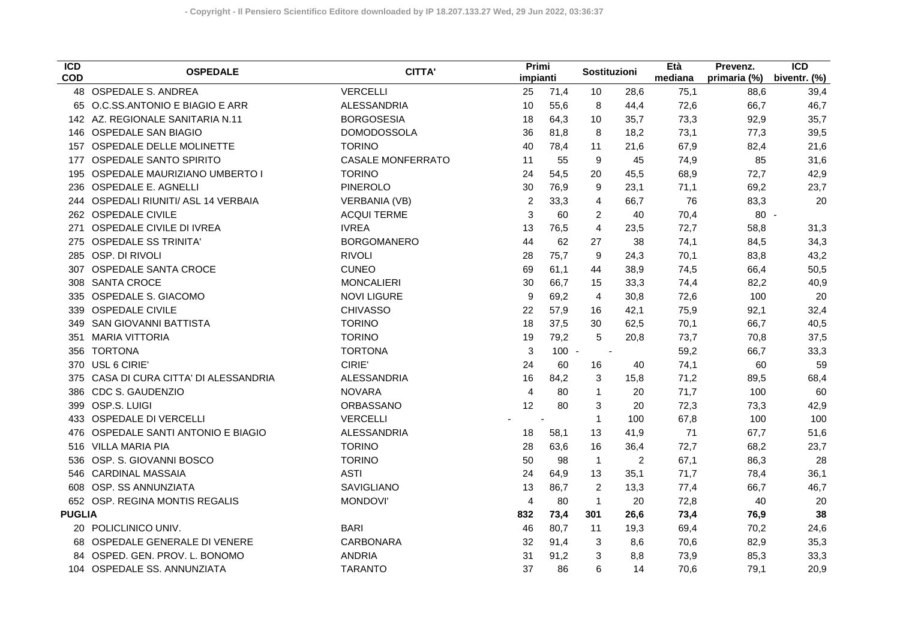| ICD COD | OSPEDALE | CITTA' | Primi impianti | | Sostituzioni | | Età mediana | Prevenz. primaria (%) | ICD biventr. (%) |
|---|---|---|---|---|---|---|---|---|---|
| 48 | OSPEDALE S. ANDREA | VERCELLI | 25 | 71,4 | 10 | 28,6 | 75,1 | 88,6 | 39,4 |
| 65 | O.C.SS.ANTONIO E BIAGIO E ARR | ALESSANDRIA | 10 | 55,6 | 8 | 44,4 | 72,6 | 66,7 | 46,7 |
| 142 | AZ. REGIONALE SANITARIA N.11 | BORGOSESIA | 18 | 64,3 | 10 | 35,7 | 73,3 | 92,9 | 35,7 |
| 146 | OSPEDALE SAN BIAGIO | DOMODOSSOLA | 36 | 81,8 | 8 | 18,2 | 73,1 | 77,3 | 39,5 |
| 157 | OSPEDALE DELLE MOLINETTE | TORINO | 40 | 78,4 | 11 | 21,6 | 67,9 | 82,4 | 21,6 |
| 177 | OSPEDALE SANTO SPIRITO | CASALE MONFERRATO | 11 | 55 | 9 | 45 | 74,9 | 85 | 31,6 |
| 195 | OSPEDALE MAURIZIANO UMBERTO I | TORINO | 24 | 54,5 | 20 | 45,5 | 68,9 | 72,7 | 42,9 |
| 236 | OSPEDALE E. AGNELLI | PINEROLO | 30 | 76,9 | 9 | 23,1 | 71,1 | 69,2 | 23,7 |
| 244 | OSPEDALI RIUNITI/ ASL 14 VERBAIA | VERBANIA (VB) | 2 | 33,3 | 4 | 66,7 | 76 | 83,3 | 20 |
| 262 | OSPEDALE CIVILE | ACQUI TERME | 3 | 60 | 2 | 40 | 70,4 | 80 | - |
| 271 | OSPEDALE CIVILE DI IVREA | IVREA | 13 | 76,5 | 4 | 23,5 | 72,7 | 58,8 | 31,3 |
| 275 | OSPEDALE SS TRINITA' | BORGOMANERO | 44 | 62 | 27 | 38 | 74,1 | 84,5 | 34,3 |
| 285 | OSP. DI RIVOLI | RIVOLI | 28 | 75,7 | 9 | 24,3 | 70,1 | 83,8 | 43,2 |
| 307 | OSPEDALE SANTA CROCE | CUNEO | 69 | 61,1 | 44 | 38,9 | 74,5 | 66,4 | 50,5 |
| 308 | SANTA CROCE | MONCALIERI | 30 | 66,7 | 15 | 33,3 | 74,4 | 82,2 | 40,9 |
| 335 | OSPEDALE S. GIACOMO | NOVI LIGURE | 9 | 69,2 | 4 | 30,8 | 72,6 | 100 | 20 |
| 339 | OSPEDALE CIVILE | CHIVASSO | 22 | 57,9 | 16 | 42,1 | 75,9 | 92,1 | 32,4 |
| 349 | SAN GIOVANNI BATTISTA | TORINO | 18 | 37,5 | 30 | 62,5 | 70,1 | 66,7 | 40,5 |
| 351 | MARIA VITTORIA | TORINO | 19 | 79,2 | 5 | 20,8 | 73,7 | 70,8 | 37,5 |
| 356 | TORTONA | TORTONA | 3 | 100 | - | - | 59,2 | 66,7 | 33,3 |
| 370 | USL 6 CIRIE' | CIRIE' | 24 | 60 | 16 | 40 | 74,1 | 60 | 59 |
| 375 | CASA DI CURA CITTA' DI ALESSANDRIA | ALESSANDRIA | 16 | 84,2 | 3 | 15,8 | 71,2 | 89,5 | 68,4 |
| 386 | CDC S. GAUDENZIO | NOVARA | 4 | 80 | 1 | 20 | 71,7 | 100 | 60 |
| 399 | OSP.S. LUIGI | ORBASSANO | 12 | 80 | 3 | 20 | 72,3 | 73,3 | 42,9 |
| 433 | OSPEDALE DI VERCELLI | VERCELLI | - | - | 1 | 100 | 67,8 | 100 | 100 |
| 476 | OSPEDALE SANTI ANTONIO E BIAGIO | ALESSANDRIA | 18 | 58,1 | 13 | 41,9 | 71 | 67,7 | 51,6 |
| 516 | VILLA MARIA PIA | TORINO | 28 | 63,6 | 16 | 36,4 | 72,7 | 68,2 | 23,7 |
| 536 | OSP. S. GIOVANNI BOSCO | TORINO | 50 | 98 | 1 | 2 | 67,1 | 86,3 | 28 |
| 546 | CARDINAL MASSAIA | ASTI | 24 | 64,9 | 13 | 35,1 | 71,7 | 78,4 | 36,1 |
| 608 | OSP. SS ANNUNZIATA | SAVIGLIANO | 13 | 86,7 | 2 | 13,3 | 77,4 | 66,7 | 46,7 |
| 652 | OSP. REGINA MONTIS REGALIS | MONDOVI' | 4 | 80 | 1 | 20 | 72,8 | 40 | 20 |
| **PUGLIA** | | | **832** | **73,4** | **301** | **26,6** | **73,4** | **76,9** | **38** |
| 20 | POLICLINICO UNIV. | BARI | 46 | 80,7 | 11 | 19,3 | 69,4 | 70,2 | 24,6 |
| 68 | OSPEDALE GENERALE DI VENERE | CARBONARA | 32 | 91,4 | 3 | 8,6 | 70,6 | 82,9 | 35,3 |
| 84 | OSPED. GEN. PROV. L. BONOMO | ANDRIA | 31 | 91,2 | 3 | 8,8 | 73,9 | 85,3 | 33,3 |
| 104 | OSPEDALE SS. ANNUNZIATA | TARANTO | 37 | 86 | 6 | 14 | 70,6 | 79,1 | 20,9 |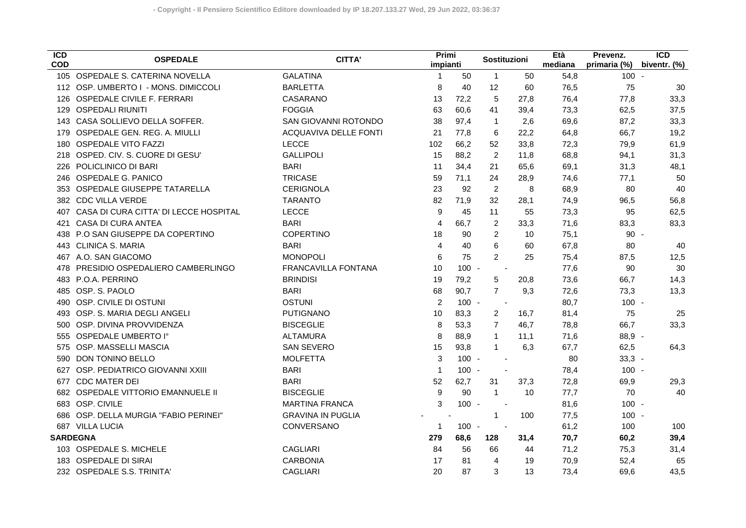| ICD COD | OSPEDALE | CITTA' | Primi impianti | | Sostituzioni | | Età mediana | Prevenz. primaria (%) | ICD biventr. (%) |
|---|---|---|---|---|---|---|---|---|---|
| 105 | OSPEDALE S. CATERINA NOVELLA | GALATINA | 1 | 50 | 1 | 50 | 54,8 | 100 | - |
| 112 | OSP. UMBERTO I - MONS. DIMICCOLI | BARLETTA | 8 | 40 | 12 | 60 | 76,5 | 75 | 30 |
| 126 | OSPEDALE CIVILE F. FERRARI | CASARANO | 13 | 72,2 | 5 | 27,8 | 76,4 | 77,8 | 33,3 |
| 129 | OSPEDALI RIUNITI | FOGGIA | 63 | 60,6 | 41 | 39,4 | 73,3 | 62,5 | 37,5 |
| 143 | CASA SOLLIEVO DELLA SOFFER. | SAN GIOVANNI ROTONDO | 38 | 97,4 | 1 | 2,6 | 69,6 | 87,2 | 33,3 |
| 179 | OSPEDALE GEN. REG. A. MIULLI | ACQUAVIVA DELLE FONTI | 21 | 77,8 | 6 | 22,2 | 64,8 | 66,7 | 19,2 |
| 180 | OSPEDALE VITO FAZZI | LECCE | 102 | 66,2 | 52 | 33,8 | 72,3 | 79,9 | 61,9 |
| 218 | OSPED. CIV. S. CUORE DI GESU' | GALLIPOLI | 15 | 88,2 | 2 | 11,8 | 68,8 | 94,1 | 31,3 |
| 226 | POLICLINICO DI BARI | BARI | 11 | 34,4 | 21 | 65,6 | 69,1 | 31,3 | 48,1 |
| 246 | OSPEDALE G. PANICO | TRICASE | 59 | 71,1 | 24 | 28,9 | 74,6 | 77,1 | 50 |
| 353 | OSPEDALE GIUSEPPE TATARELLA | CERIGNOLA | 23 | 92 | 2 | 8 | 68,9 | 80 | 40 |
| 382 | CDC VILLA VERDE | TARANTO | 82 | 71,9 | 32 | 28,1 | 74,9 | 96,5 | 56,8 |
| 407 | CASA DI CURA CITTA' DI LECCE HOSPITAL | LECCE | 9 | 45 | 11 | 55 | 73,3 | 95 | 62,5 |
| 421 | CASA DI CURA ANTEA | BARI | 4 | 66,7 | 2 | 33,3 | 71,6 | 83,3 | 83,3 |
| 438 | P.O SAN GIUSEPPE DA COPERTINO | COPERTINO | 18 | 90 | 2 | 10 | 75,1 | 90 | - |
| 443 | CLINICA S. MARIA | BARI | 4 | 40 | 6 | 60 | 67,8 | 80 | 40 |
| 467 | A.O. SAN GIACOMO | MONOPOLI | 6 | 75 | 2 | 25 | 75,4 | 87,5 | 12,5 |
| 478 | PRESIDIO OSPEDALIERO CAMBERLINGO | FRANCAVILLA FONTANA | 10 | 100 | - | - | 77,6 | 90 | 30 |
| 483 | P.O.A. PERRINO | BRINDISI | 19 | 79,2 | 5 | 20,8 | 73,6 | 66,7 | 14,3 |
| 485 | OSP. S. PAOLO | BARI | 68 | 90,7 | 7 | 9,3 | 72,6 | 73,3 | 13,3 |
| 490 | OSP. CIVILE DI OSTUNI | OSTUNI | 2 | 100 | - | - | 80,7 | 100 | - |
| 493 | OSP. S. MARIA DEGLI ANGELI | PUTIGNANO | 10 | 83,3 | 2 | 16,7 | 81,4 | 75 | 25 |
| 500 | OSP. DIVINA PROVVIDENZA | BISCEGLIE | 8 | 53,3 | 7 | 46,7 | 78,8 | 66,7 | 33,3 |
| 555 | OSPEDALE UMBERTO I° | ALTAMURA | 8 | 88,9 | 1 | 11,1 | 71,6 | 88,9 | - |
| 575 | OSP. MASSELLI MASCIA | SAN SEVERO | 15 | 93,8 | 1 | 6,3 | 67,7 | 62,5 | 64,3 |
| 590 | DON TONINO BELLO | MOLFETTA | 3 | 100 | - | - | 80 | 33,3 | - |
| 627 | OSP. PEDIATRICO GIOVANNI XXIII | BARI | 1 | 100 | - | - | 78,4 | 100 | - |
| 677 | CDC MATER DEI | BARI | 52 | 62,7 | 31 | 37,3 | 72,8 | 69,9 | 29,3 |
| 682 | OSPEDALE VITTORIO EMANNUELE II | BISCEGLIE | 9 | 90 | 1 | 10 | 77,7 | 70 | 40 |
| 683 | OSP. CIVILE | MARTINA FRANCA | 3 | 100 | - | - | 81,6 | 100 | - |
| 686 | OSP. DELLA MURGIA "FABIO PERINEI" | GRAVINA IN PUGLIA | - | - | 1 | 100 | 77,5 | 100 | - |
| 687 | VILLA LUCIA | CONVERSANO | 1 | 100 | - | - | 61,2 | 100 | 100 |
| **SARDEGNA** | | | **279** | **68,6** | **128** | **31,4** | **70,7** | **60,2** | **39,4** |
| 103 | OSPEDALE S. MICHELE | CAGLIARI | 84 | 56 | 66 | 44 | 71,2 | 75,3 | 31,4 |
| 183 | OSPEDALE DI SIRAI | CARBONIA | 17 | 81 | 4 | 19 | 70,9 | 52,4 | 65 |
| 232 | OSPEDALE S.S. TRINITA' | CAGLIARI | 20 | 87 | 3 | 13 | 73,4 | 69,6 | 43,5 |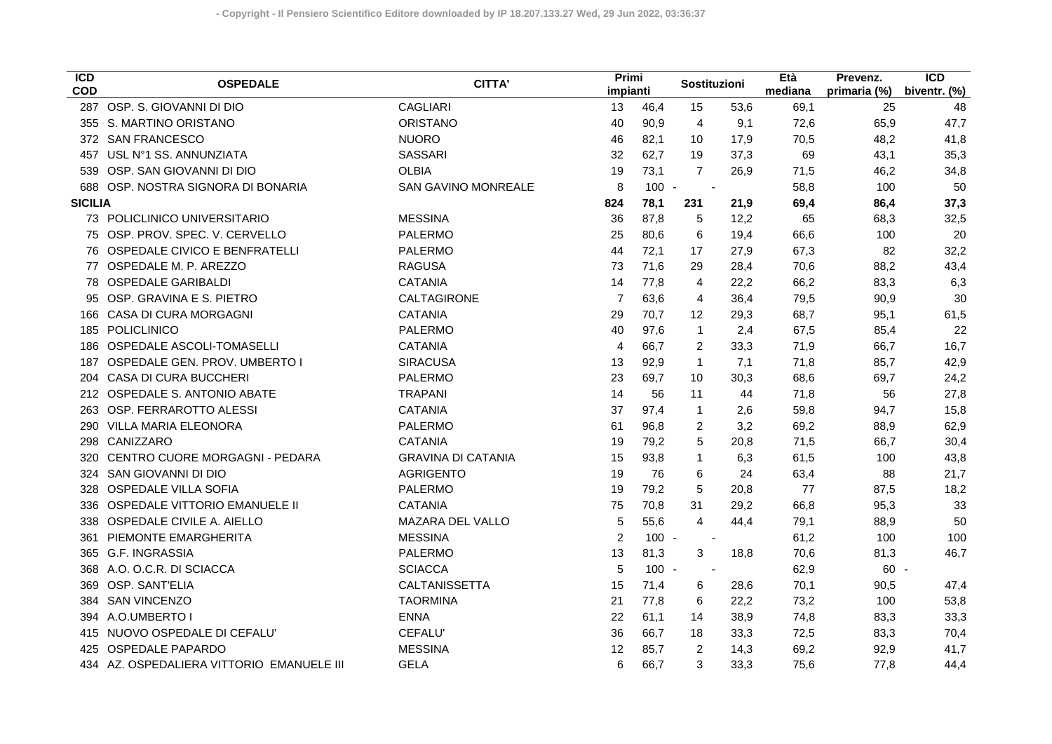| ICD COD | OSPEDALE | CITTA' | Primi impianti | | Sostituzioni | | Età mediana | Prevenz. primaria (%) | ICD biventr. (%) |
|---|---|---|---|---|---|---|---|---|---|
| 287 | OSP. S. GIOVANNI DI DIO | CAGLIARI | 13 | 46,4 | 15 | 53,6 | 69,1 | 25 | 48 |
| 355 | S. MARTINO ORISTANO | ORISTANO | 40 | 90,9 | 4 | 9,1 | 72,6 | 65,9 | 47,7 |
| 372 | SAN FRANCESCO | NUORO | 46 | 82,1 | 10 | 17,9 | 70,5 | 48,2 | 41,8 |
| 457 | USL N°1 SS. ANNUNZIATA | SASSARI | 32 | 62,7 | 19 | 37,3 | 69 | 43,1 | 35,3 |
| 539 | OSP. SAN GIOVANNI DI DIO | OLBIA | 19 | 73,1 | 7 | 26,9 | 71,5 | 46,2 | 34,8 |
| 688 | OSP. NOSTRA SIGNORA DI BONARIA | SAN GAVINO MONREALE | 8 | 100 | - | - | 58,8 | 100 | 50 |
| **SICILIA** | | | **824** | **78,1** | **231** | **21,9** | **69,4** | **86,4** | **37,3** |
| 73 | POLICLINICO UNIVERSITARIO | MESSINA | 36 | 87,8 | 5 | 12,2 | 65 | 68,3 | 32,5 |
| 75 | OSP. PROV. SPEC. V. CERVELLO | PALERMO | 25 | 80,6 | 6 | 19,4 | 66,6 | 100 | 20 |
| 76 | OSPEDALE CIVICO E BENFRATELLI | PALERMO | 44 | 72,1 | 17 | 27,9 | 67,3 | 82 | 32,2 |
| 77 | OSPEDALE M. P. AREZZO | RAGUSA | 73 | 71,6 | 29 | 28,4 | 70,6 | 88,2 | 43,4 |
| 78 | OSPEDALE GARIBALDI | CATANIA | 14 | 77,8 | 4 | 22,2 | 66,2 | 83,3 | 6,3 |
| 95 | OSP. GRAVINA E S. PIETRO | CALTAGIRONE | 7 | 63,6 | 4 | 36,4 | 79,5 | 90,9 | 30 |
| 166 | CASA DI CURA MORGAGNI | CATANIA | 29 | 70,7 | 12 | 29,3 | 68,7 | 95,1 | 61,5 |
| 185 | POLICLINICO | PALERMO | 40 | 97,6 | 1 | 2,4 | 67,5 | 85,4 | 22 |
| 186 | OSPEDALE ASCOLI-TOMASELLI | CATANIA | 4 | 66,7 | 2 | 33,3 | 71,9 | 66,7 | 16,7 |
| 187 | OSPEDALE GEN. PROV. UMBERTO I | SIRACUSA | 13 | 92,9 | 1 | 7,1 | 71,8 | 85,7 | 42,9 |
| 204 | CASA DI CURA BUCCHERI | PALERMO | 23 | 69,7 | 10 | 30,3 | 68,6 | 69,7 | 24,2 |
| 212 | OSPEDALE S. ANTONIO ABATE | TRAPANI | 14 | 56 | 11 | 44 | 71,8 | 56 | 27,8 |
| 263 | OSP. FERRAROTTO ALESSI | CATANIA | 37 | 97,4 | 1 | 2,6 | 59,8 | 94,7 | 15,8 |
| 290 | VILLA MARIA ELEONORA | PALERMO | 61 | 96,8 | 2 | 3,2 | 69,2 | 88,9 | 62,9 |
| 298 | CANIZZARO | CATANIA | 19 | 79,2 | 5 | 20,8 | 71,5 | 66,7 | 30,4 |
| 320 | CENTRO CUORE MORGAGNI - PEDARA | GRAVINA DI CATANIA | 15 | 93,8 | 1 | 6,3 | 61,5 | 100 | 43,8 |
| 324 | SAN GIOVANNI DI DIO | AGRIGENTO | 19 | 76 | 6 | 24 | 63,4 | 88 | 21,7 |
| 328 | OSPEDALE VILLA SOFIA | PALERMO | 19 | 79,2 | 5 | 20,8 | 77 | 87,5 | 18,2 |
| 336 | OSPEDALE VITTORIO EMANUELE II | CATANIA | 75 | 70,8 | 31 | 29,2 | 66,8 | 95,3 | 33 |
| 338 | OSPEDALE CIVILE A. AIELLO | MAZARA DEL VALLO | 5 | 55,6 | 4 | 44,4 | 79,1 | 88,9 | 50 |
| 361 | PIEMONTE EMARGHERITA | MESSINA | 2 | 100 | - | - | 61,2 | 100 | 100 |
| 365 | G.F. INGRASSIA | PALERMO | 13 | 81,3 | 3 | 18,8 | 70,6 | 81,3 | 46,7 |
| 368 | A.O. O.C.R. DI SCIACCA | SCIACCA | 5 | 100 | - | - | 62,9 | 60 | - |
| 369 | OSP. SANT'ELIA | CALTANISSETTA | 15 | 71,4 | 6 | 28,6 | 70,1 | 90,5 | 47,4 |
| 384 | SAN VINCENZO | TAORMINA | 21 | 77,8 | 6 | 22,2 | 73,2 | 100 | 53,8 |
| 394 | A.O.UMBERTO I | ENNA | 22 | 61,1 | 14 | 38,9 | 74,8 | 83,3 | 33,3 |
| 415 | NUOVO OSPEDALE DI CEFALU' | CEFALU' | 36 | 66,7 | 18 | 33,3 | 72,5 | 83,3 | 70,4 |
| 425 | OSPEDALE PAPARDO | MESSINA | 12 | 85,7 | 2 | 14,3 | 69,2 | 92,9 | 41,7 |
| 434 | AZ. OSPEDALIERA VITTORIO EMANUELE III | GELA | 6 | 66,7 | 3 | 33,3 | 75,6 | 77,8 | 44,4 |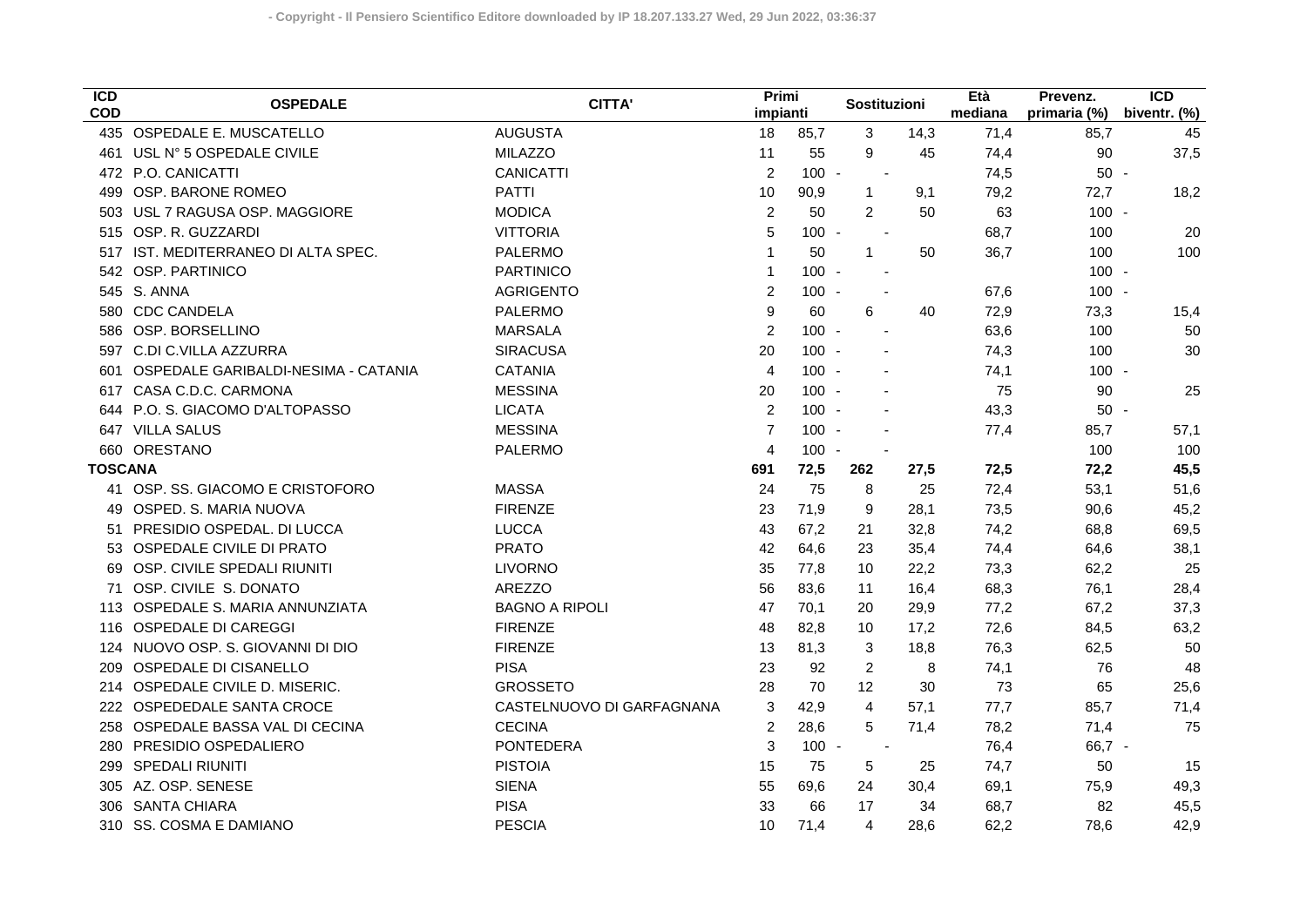| ICD COD | OSPEDALE | CITTA' | Primi impianti | | Sostituzioni | | Età mediana | Prevenz. primaria (%) | ICD biventr. (%) |
|---|---|---|---|---|---|---|---|---|---|
| 435 | OSPEDALE E. MUSCATELLO | AUGUSTA | 18 | 85,7 | 3 | 14,3 | 71,4 | 85,7 | 45 |
| 461 | USL N° 5 OSPEDALE CIVILE | MILAZZO | 11 | 55 | 9 | 45 | 74,4 | 90 | 37,5 |
| 472 | P.O. CANICATTI | CANICATTI | 2 | 100 | - | - | 74,5 | 50 | - |
| 499 | OSP. BARONE ROMEO | PATTI | 10 | 90,9 | 1 | 9,1 | 79,2 | 72,7 | 18,2 |
| 503 | USL 7 RAGUSA OSP. MAGGIORE | MODICA | 2 | 50 | 2 | 50 | 63 | 100 | - |
| 515 | OSP. R. GUZZARDI | VITTORIA | 5 | 100 | - | - | 68,7 | 100 | 20 |
| 517 | IST. MEDITERRANEO DI ALTA SPEC. | PALERMO | 1 | 50 | 1 | 50 | 36,7 | 100 | 100 |
| 542 | OSP. PARTINICO | PARTINICO | 1 | 100 | - | - | | 100 | - |
| 545 | S. ANNA | AGRIGENTO | 2 | 100 | - | - | 67,6 | 100 | - |
| 580 | CDC CANDELA | PALERMO | 9 | 60 | 6 | 40 | 72,9 | 73,3 | 15,4 |
| 586 | OSP. BORSELLINO | MARSALA | 2 | 100 | - | - | 63,6 | 100 | 50 |
| 597 | C.DI C.VILLA AZZURRA | SIRACUSA | 20 | 100 | - | - | 74,3 | 100 | 30 |
| 601 | OSPEDALE GARIBALDI-NESIMA - CATANIA | CATANIA | 4 | 100 | - | - | 74,1 | 100 | - |
| 617 | CASA C.D.C. CARMONA | MESSINA | 20 | 100 | - | - | 75 | 90 | 25 |
| 644 | P.O. S. GIACOMO D'ALTOPASSO | LICATA | 2 | 100 | - | - | 43,3 | 50 | - |
| 647 | VILLA SALUS | MESSINA | 7 | 100 | - | - | 77,4 | 85,7 | 57,1 |
| 660 | ORESTANO | PALERMO | 4 | 100 | - | - | | 100 | 100 |
| **TOSCANA** | | | **691** | **72,5** | **262** | **27,5** | **72,5** | **72,2** | **45,5** |
| 41 | OSP. SS. GIACOMO E CRISTOFORO | MASSA | 24 | 75 | 8 | 25 | 72,4 | 53,1 | 51,6 |
| 49 | OSPED. S. MARIA NUOVA | FIRENZE | 23 | 71,9 | 9 | 28,1 | 73,5 | 90,6 | 45,2 |
| 51 | PRESIDIO OSPEDAL. DI LUCCA | LUCCA | 43 | 67,2 | 21 | 32,8 | 74,2 | 68,8 | 69,5 |
| 53 | OSPEDALE CIVILE DI PRATO | PRATO | 42 | 64,6 | 23 | 35,4 | 74,4 | 64,6 | 38,1 |
| 69 | OSP. CIVILE SPEDALI RIUNITI | LIVORNO | 35 | 77,8 | 10 | 22,2 | 73,3 | 62,2 | 25 |
| 71 | OSP. CIVILE S. DONATO | AREZZO | 56 | 83,6 | 11 | 16,4 | 68,3 | 76,1 | 28,4 |
| 113 | OSPEDALE S. MARIA ANNUNZIATA | BAGNO A RIPOLI | 47 | 70,1 | 20 | 29,9 | 77,2 | 67,2 | 37,3 |
| 116 | OSPEDALE DI CAREGGI | FIRENZE | 48 | 82,8 | 10 | 17,2 | 72,6 | 84,5 | 63,2 |
| 124 | NUOVO OSP. S. GIOVANNI DI DIO | FIRENZE | 13 | 81,3 | 3 | 18,8 | 76,3 | 62,5 | 50 |
| 209 | OSPEDALE DI CISANELLO | PISA | 23 | 92 | 2 | 8 | 74,1 | 76 | 48 |
| 214 | OSPEDALE CIVILE D. MISERIC. | GROSSETO | 28 | 70 | 12 | 30 | 73 | 65 | 25,6 |
| 222 | OSPEDEDALE SANTA CROCE | CASTELNUOVO DI GARFAGNANA | 3 | 42,9 | 4 | 57,1 | 77,7 | 85,7 | 71,4 |
| 258 | OSPEDALE BASSA VAL DI CECINA | CECINA | 2 | 28,6 | 5 | 71,4 | 78,2 | 71,4 | 75 |
| 280 | PRESIDIO OSPEDALIERO | PONTEDERA | 3 | 100 | - | - | 76,4 | 66,7 | - |
| 299 | SPEDALI RIUNITI | PISTOIA | 15 | 75 | 5 | 25 | 74,7 | 50 | 15 |
| 305 | AZ. OSP. SENESE | SIENA | 55 | 69,6 | 24 | 30,4 | 69,1 | 75,9 | 49,3 |
| 306 | SANTA CHIARA | PISA | 33 | 66 | 17 | 34 | 68,7 | 82 | 45,5 |
| 310 | SS. COSMA E DAMIANO | PESCIA | 10 | 71,4 | 4 | 28,6 | 62,2 | 78,6 | 42,9 |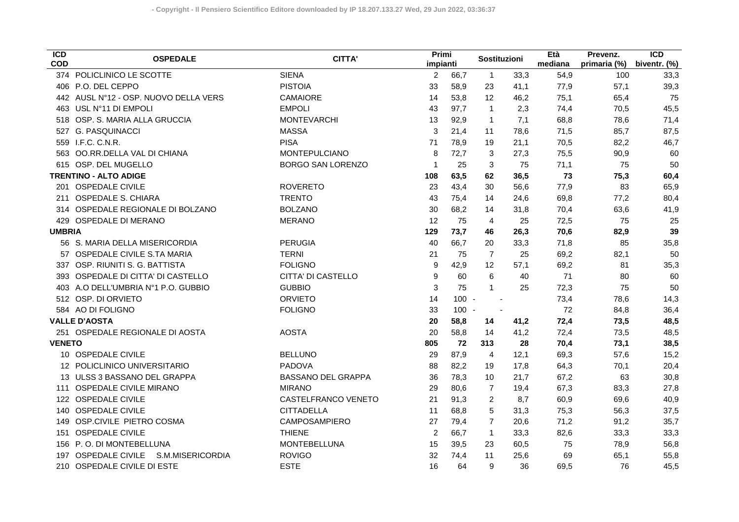| ICD COD | OSPEDALE | CITTA' | Primi impianti | | Sostituzioni | | Età mediana | Prevenz. primaria (%) | ICD biventr. (%) |
|---|---|---|---|---|---|---|---|---|---|
| 374 | POLICLINICO LE SCOTTE | SIENA | 2 | 66,7 | 1 | 33,3 | 54,9 | 100 | 33,3 |
| 406 | P.O. DEL CEPPO | PISTOIA | 33 | 58,9 | 23 | 41,1 | 77,9 | 57,1 | 39,3 |
| 442 | AUSL N°12 - OSP. NUOVO DELLA VERS | CAMAIORE | 14 | 53,8 | 12 | 46,2 | 75,1 | 65,4 | 75 |
| 463 | USL N°11 DI EMPOLI | EMPOLI | 43 | 97,7 | 1 | 2,3 | 74,4 | 70,5 | 45,5 |
| 518 | OSP. S. MARIA ALLA GRUCCIA | MONTEVARCHI | 13 | 92,9 | 1 | 7,1 | 68,8 | 78,6 | 71,4 |
| 527 | G. PASQUINACCI | MASSA | 3 | 21,4 | 11 | 78,6 | 71,5 | 85,7 | 87,5 |
| 559 | I.F.C. C.N.R. | PISA | 71 | 78,9 | 19 | 21,1 | 70,5 | 82,2 | 46,7 |
| 563 | OO.RR.DELLA VAL DI CHIANA | MONTEPULCIANO | 8 | 72,7 | 3 | 27,3 | 75,5 | 90,9 | 60 |
| 615 | OSP. DEL MUGELLO | BORGO SAN LORENZO | 1 | 25 | 3 | 75 | 71,1 | 75 | 50 |
| **TRENTINO - ALTO ADIGE** | | | **108** | **63,5** | **62** | **36,5** | **73** | **75,3** | **60,4** |
| 201 | OSPEDALE CIVILE | ROVERETO | 23 | 43,4 | 30 | 56,6 | 77,9 | 83 | 65,9 |
| 211 | OSPEDALE S. CHIARA | TRENTO | 43 | 75,4 | 14 | 24,6 | 69,8 | 77,2 | 80,4 |
| 314 | OSPEDALE REGIONALE DI BOLZANO | BOLZANO | 30 | 68,2 | 14 | 31,8 | 70,4 | 63,6 | 41,9 |
| 429 | OSPEDALE DI MERANO | MERANO | 12 | 75 | 4 | 25 | 72,5 | 75 | 25 |
| **UMBRIA** | | | **129** | **73,7** | **46** | **26,3** | **70,6** | **82,9** | **39** |
| 56 | S. MARIA DELLA MISERICORDIA | PERUGIA | 40 | 66,7 | 20 | 33,3 | 71,8 | 85 | 35,8 |
| 57 | OSPEDALE CIVILE S.TA MARIA | TERNI | 21 | 75 | 7 | 25 | 69,2 | 82,1 | 50 |
| 337 | OSP. RIUNITI S. G. BATTISTA | FOLIGNO | 9 | 42,9 | 12 | 57,1 | 69,2 | 81 | 35,3 |
| 393 | OSPEDALE DI CITTA' DI CASTELLO | CITTA' DI CASTELLO | 9 | 60 | 6 | 40 | 71 | 80 | 60 |
| 403 | A.O DELL'UMBRIA N°1 P.O. GUBBIO | GUBBIO | 3 | 75 | 1 | 25 | 72,3 | 75 | 50 |
| 512 | OSP. DI ORVIETO | ORVIETO | 14 | 100 | - | - | 73,4 | 78,6 | 14,3 |
| 584 | AO DI FOLIGNO | FOLIGNO | 33 | 100 | - | - | 72 | 84,8 | 36,4 |
| **VALLE D'AOSTA** | | | **20** | **58,8** | **14** | **41,2** | **72,4** | **73,5** | **48,5** |
| 251 | OSPEDALE REGIONALE DI AOSTA | AOSTA | 20 | 58,8 | 14 | 41,2 | 72,4 | 73,5 | 48,5 |
| **VENETO** | | | **805** | **72** | **313** | **28** | **70,4** | **73,1** | **38,5** |
| 10 | OSPEDALE CIVILE | BELLUNO | 29 | 87,9 | 4 | 12,1 | 69,3 | 57,6 | 15,2 |
| 12 | POLICLINICO UNIVERSITARIO | PADOVA | 88 | 82,2 | 19 | 17,8 | 64,3 | 70,1 | 20,4 |
| 13 | ULSS 3 BASSANO DEL GRAPPA | BASSANO DEL GRAPPA | 36 | 78,3 | 10 | 21,7 | 67,2 | 63 | 30,8 |
| 111 | OSPEDALE CIVILE MIRANO | MIRANO | 29 | 80,6 | 7 | 19,4 | 67,3 | 83,3 | 27,8 |
| 122 | OSPEDALE CIVILE | CASTELFRANCO VENETO | 21 | 91,3 | 2 | 8,7 | 60,9 | 69,6 | 40,9 |
| 140 | OSPEDALE CIVILE | CITTADELLA | 11 | 68,8 | 5 | 31,3 | 75,3 | 56,3 | 37,5 |
| 149 | OSP.CIVILE PIETRO COSMA | CAMPOSAMPIERO | 27 | 79,4 | 7 | 20,6 | 71,2 | 91,2 | 35,7 |
| 151 | OSPEDALE CIVILE | THIENE | 2 | 66,7 | 1 | 33,3 | 82,6 | 33,3 | 33,3 |
| 156 | P. O. DI MONTEBELLUNA | MONTEBELLUNA | 15 | 39,5 | 23 | 60,5 | 75 | 78,9 | 56,8 |
| 197 | OSPEDALE CIVILE S.M.MISERICORDIA | ROVIGO | 32 | 74,4 | 11 | 25,6 | 69 | 65,1 | 55,8 |
| 210 | OSPEDALE CIVILE DI ESTE | ESTE | 16 | 64 | 9 | 36 | 69,5 | 76 | 45,5 |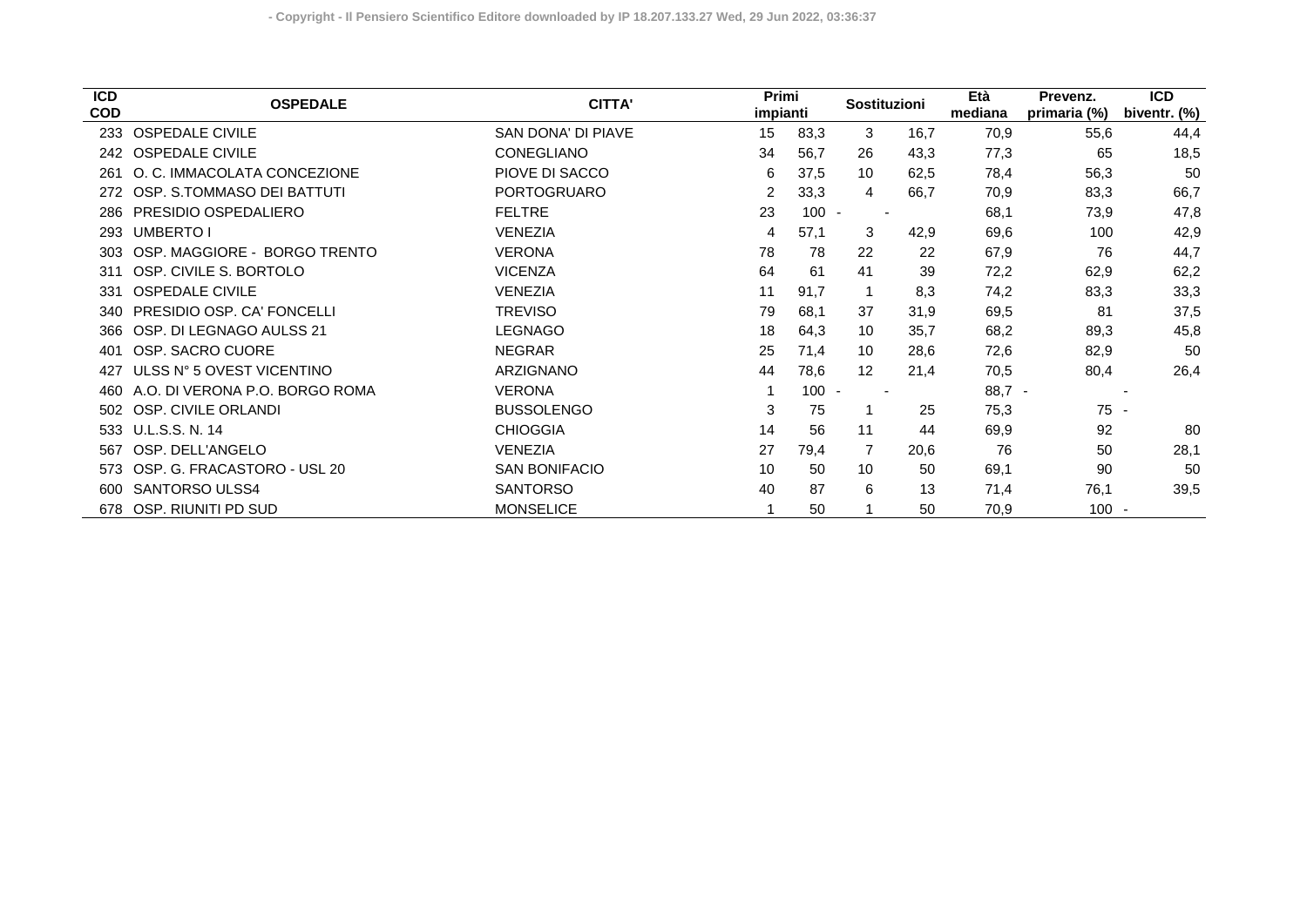| ICD COD | OSPEDALE | CITTA' | Primi impianti | | Sostituzioni | | Età mediana | Prevenz. primaria (%) | ICD biventr. (%) |
|---|---|---|---|---|---|---|---|---|---|
| 233 | OSPEDALE CIVILE | SAN DONA' DI PIAVE | 15 | 83,3 | 3 | 16,7 | 70,9 | 55,6 | 44,4 |
| 242 | OSPEDALE CIVILE | CONEGLIANO | 34 | 56,7 | 26 | 43,3 | 77,3 | 65 | 18,5 |
| 261 | O. C. IMMACOLATA CONCEZIONE | PIOVE DI SACCO | 6 | 37,5 | 10 | 62,5 | 78,4 | 56,3 | 50 |
| 272 | OSP. S.TOMMASO DEI BATTUTI | PORTOGRUARO | 2 | 33,3 | 4 | 66,7 | 70,9 | 83,3 | 66,7 |
| 286 | PRESIDIO OSPEDALIERO | FELTRE | 23 | 100 | - | - | 68,1 | 73,9 | 47,8 |
| 293 | UMBERTO I | VENEZIA | 4 | 57,1 | 3 | 42,9 | 69,6 | 100 | 42,9 |
| 303 | OSP. MAGGIORE - BORGO TRENTO | VERONA | 78 | 78 | 22 | 22 | 67,9 | 76 | 44,7 |
| 311 | OSP. CIVILE S. BORTOLO | VICENZA | 64 | 61 | 41 | 39 | 72,2 | 62,9 | 62,2 |
| 331 | OSPEDALE CIVILE | VENEZIA | 11 | 91,7 | 1 | 8,3 | 74,2 | 83,3 | 33,3 |
| 340 | PRESIDIO OSP. CA' FONCELLI | TREVISO | 79 | 68,1 | 37 | 31,9 | 69,5 | 81 | 37,5 |
| 366 | OSP. DI LEGNAGO AULSS 21 | LEGNAGO | 18 | 64,3 | 10 | 35,7 | 68,2 | 89,3 | 45,8 |
| 401 | OSP. SACRO CUORE | NEGRAR | 25 | 71,4 | 10 | 28,6 | 72,6 | 82,9 | 50 |
| 427 | ULSS N° 5 OVEST VICENTINO | ARZIGNANO | 44 | 78,6 | 12 | 21,4 | 70,5 | 80,4 | 26,4 |
| 460 | A.O. DI VERONA P.O. BORGO ROMA | VERONA | 1 | 100 | - | - | 88,7 | - | - |
| 502 | OSP. CIVILE ORLANDI | BUSSOLENGO | 3 | 75 | 1 | 25 | 75,3 | 75 | - |
| 533 | U.L.S.S. N. 14 | CHIOGGIA | 14 | 56 | 11 | 44 | 69,9 | 92 | 80 |
| 567 | OSP. DELL'ANGELO | VENEZIA | 27 | 79,4 | 7 | 20,6 | 76 | 50 | 28,1 |
| 573 | OSP. G. FRACASTORO - USL 20 | SAN BONIFACIO | 10 | 50 | 10 | 50 | 69,1 | 90 | 50 |
| 600 | SANTORSO ULSS4 | SANTORSO | 40 | 87 | 6 | 13 | 71,4 | 76,1 | 39,5 |
| 678 | OSP. RIUNITI PD SUD | MONSELICE | 1 | 50 | 1 | 50 | 70,9 | 100 | - |